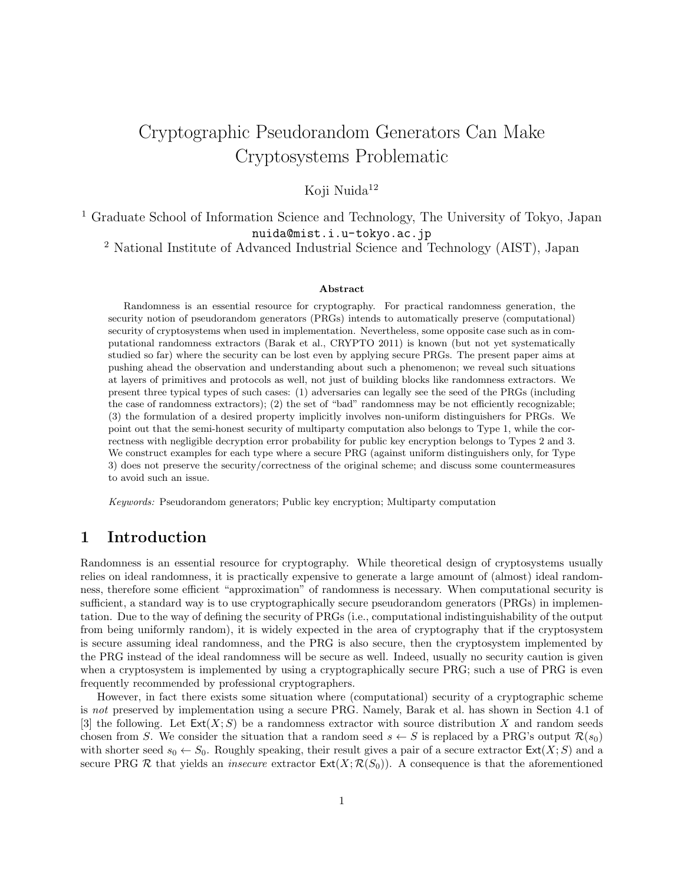# Cryptographic Pseudorandom Generators Can Make Cryptosystems Problematic

Koji Nuida[1,2]

[1] Graduate School of Information Science and Technology, The University of Tokyo, Japan
nuida@mist.i.u-tokyo.ac.jp

[2] National Institute of Advanced Industrial Science and Technology (AIST), Japan

**Abstract**

Randomness is an essential resource for cryptography. For practical randomness generation, the security notion of pseudorandom generators (PRGs) intends to automatically preserve (computational) security of cryptosystems when used in implementation. Nevertheless, some opposite case such as in computational randomness extractors (Barak et al., CRYPTO 2011) is known (but not yet systematically studied so far) where the security can be lost even by applying secure PRGs. The present paper aims at pushing ahead the observation and understanding about such a phenomenon; we reveal such situations at layers of primitives and protocols as well, not just of building blocks like randomness extractors. We present three typical types of such cases: (1) adversaries can legally see the seed of the PRGs (including the case of randomness extractors); (2) the set of "bad" randomness may be not efficiently recognizable; (3) the formulation of a desired property implicitly involves non-uniform distinguishers for PRGs. We point out that the semi-honest security of multiparty computation also belongs to Type 1, while the correctness with negligible decryption error probability for public key encryption belongs to Types 2 and 3. We construct examples for each type where a secure PRG (against uniform distinguishers only, for Type 3) does not preserve the security/correctness of the original scheme; and discuss some countermeasures to avoid such an issue.

*Keywords:* Pseudorandom generators; Public key encryption; Multiparty computation

## 1 Introduction

Randomness is an essential resource for cryptography. While theoretical design of cryptosystems usually relies on ideal randomness, it is practically expensive to generate a large amount of (almost) ideal randomness, therefore some efficient "approximation" of randomness is necessary. When computational security is sufficient, a standard way is to use cryptographically secure pseudorandom generators (PRGs) in implementation. Due to the way of defining the security of PRGs (i.e., computational indistinguishability of the output from being uniformly random), it is widely expected in the area of cryptography that if the cryptosystem is secure assuming ideal randomness, and the PRG is also secure, then the cryptosystem implemented by the PRG instead of the ideal randomness will be secure as well. Indeed, usually no security caution is given when a cryptosystem is implemented by using a cryptographically secure PRG; such a use of PRG is even frequently recommended by professional cryptographers.

However, in fact there exists some situation where (computational) security of a cryptographic scheme is *not* preserved by implementation using a secure PRG. Namely, Barak et al. has shown in Section 4.1 of [3] the following. Let $\mathsf{Ext}(X; S)$ be a randomness extractor with source distribution $X$ and random seeds chosen from $S$. We consider the situation that a random seed $s \leftarrow S$ is replaced by a PRG's output $\mathcal{R}(s_0)$ with shorter seed $s_0 \leftarrow S_0$. Roughly speaking, their result gives a pair of a secure extractor $\mathsf{Ext}(X; S)$ and a secure PRG $\mathcal{R}$ that yields an *insecure* extractor $\mathsf{Ext}(X; \mathcal{R}(S_0))$. A consequence is that the aforementioned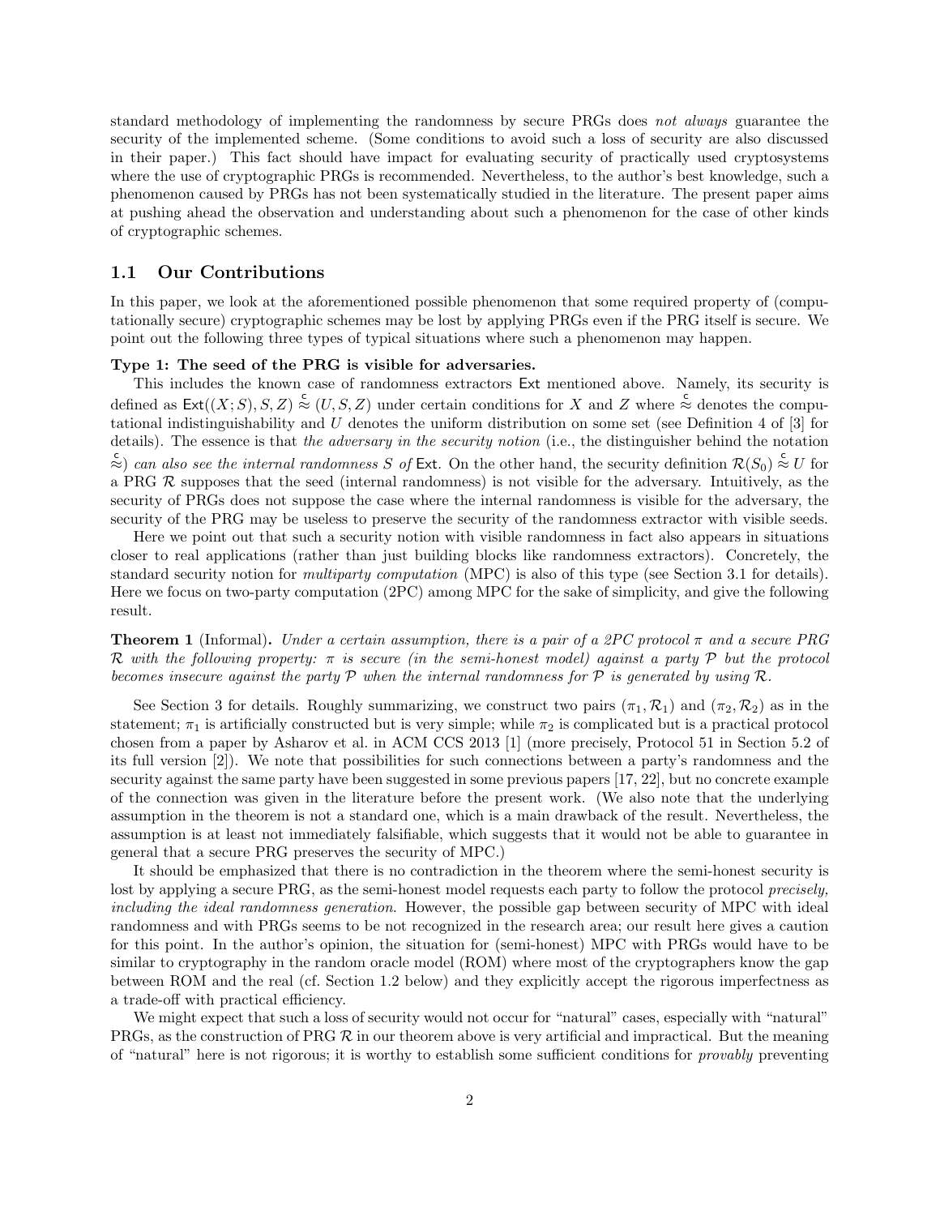standard methodology of implementing the randomness by secure PRGs does *not always* guarantee the security of the implemented scheme. (Some conditions to avoid such a loss of security are also discussed in their paper.) This fact should have impact for evaluating security of practically used cryptosystems where the use of cryptographic PRGs is recommended. Nevertheless, to the author's best knowledge, such a phenomenon caused by PRGs has not been systematically studied in the literature. The present paper aims at pushing ahead the observation and understanding about such a phenomenon for the case of other kinds of cryptographic schemes.

## 1.1 Our Contributions

In this paper, we look at the aforementioned possible phenomenon that some required property of (computationally secure) cryptographic schemes may be lost by applying PRGs even if the PRG itself is secure. We point out the following three types of typical situations where such a phenomenon may happen.

**Type 1: The seed of the PRG is visible for adversaries.**

This includes the known case of randomness extractors $\mathsf{Ext}$ mentioned above. Namely, its security is defined as $\mathsf{Ext}((X;S),S,Z) \overset{\mathsf{c}}{\approx} (U,S,Z)$ under certain conditions for $X$ and $Z$ where $\overset{\mathsf{c}}{\approx}$ denotes the computational indistinguishability and $U$ denotes the uniform distribution on some set (see Definition 4 of [3] for details). The essence is that *the adversary in the security notion* (i.e., the distinguisher behind the notation $\overset{\mathsf{c}}{\approx}$) *can also see the internal randomness $S$ of* $\mathsf{Ext}$. On the other hand, the security definition $\mathcal{R}(S_0) \overset{\mathsf{c}}{\approx} U$ for a PRG $\mathcal{R}$ supposes that the seed (internal randomness) is not visible for the adversary. Intuitively, as the security of PRGs does not suppose the case where the internal randomness is visible for the adversary, the security of the PRG may be useless to preserve the security of the randomness extractor with visible seeds.

Here we point out that such a security notion with visible randomness in fact also appears in situations closer to real applications (rather than just building blocks like randomness extractors). Concretely, the standard security notion for *multiparty computation* (MPC) is also of this type (see Section 3.1 for details). Here we focus on two-party computation (2PC) among MPC for the sake of simplicity, and give the following result.

**Theorem 1** (Informal)**.** *Under a certain assumption, there is a pair of a 2PC protocol $\pi$ and a secure PRG $\mathcal{R}$ with the following property: $\pi$ is secure (in the semi-honest model) against a party $\mathcal{P}$ but the protocol becomes insecure against the party $\mathcal{P}$ when the internal randomness for $\mathcal{P}$ is generated by using $\mathcal{R}$.*

See Section 3 for details. Roughly summarizing, we construct two pairs $(\pi_1, \mathcal{R}_1)$ and $(\pi_2, \mathcal{R}_2)$ as in the statement; $\pi_1$ is artificially constructed but is very simple; while $\pi_2$ is complicated but is a practical protocol chosen from a paper by Asharov et al. in ACM CCS 2013 [1] (more precisely, Protocol 51 in Section 5.2 of its full version [2]). We note that possibilities for such connections between a party's randomness and the security against the same party have been suggested in some previous papers [17, 22], but no concrete example of the connection was given in the literature before the present work. (We also note that the underlying assumption in the theorem is not a standard one, which is a main drawback of the result. Nevertheless, the assumption is at least not immediately falsifiable, which suggests that it would not be able to guarantee in general that a secure PRG preserves the security of MPC.)

It should be emphasized that there is no contradiction in the theorem where the semi-honest security is lost by applying a secure PRG, as the semi-honest model requests each party to follow the protocol *precisely, including the ideal randomness generation*. However, the possible gap between security of MPC with ideal randomness and with PRGs seems to be not recognized in the research area; our result here gives a caution for this point. In the author's opinion, the situation for (semi-honest) MPC with PRGs would have to be similar to cryptography in the random oracle model (ROM) where most of the cryptographers know the gap between ROM and the real (cf. Section 1.2 below) and they explicitly accept the rigorous imperfectness as a trade-off with practical efficiency.

We might expect that such a loss of security would not occur for "natural" cases, especially with "natural" PRGs, as the construction of PRG $\mathcal{R}$ in our theorem above is very artificial and impractical. But the meaning of "natural" here is not rigorous; it is worthy to establish some sufficient conditions for *provably* preventing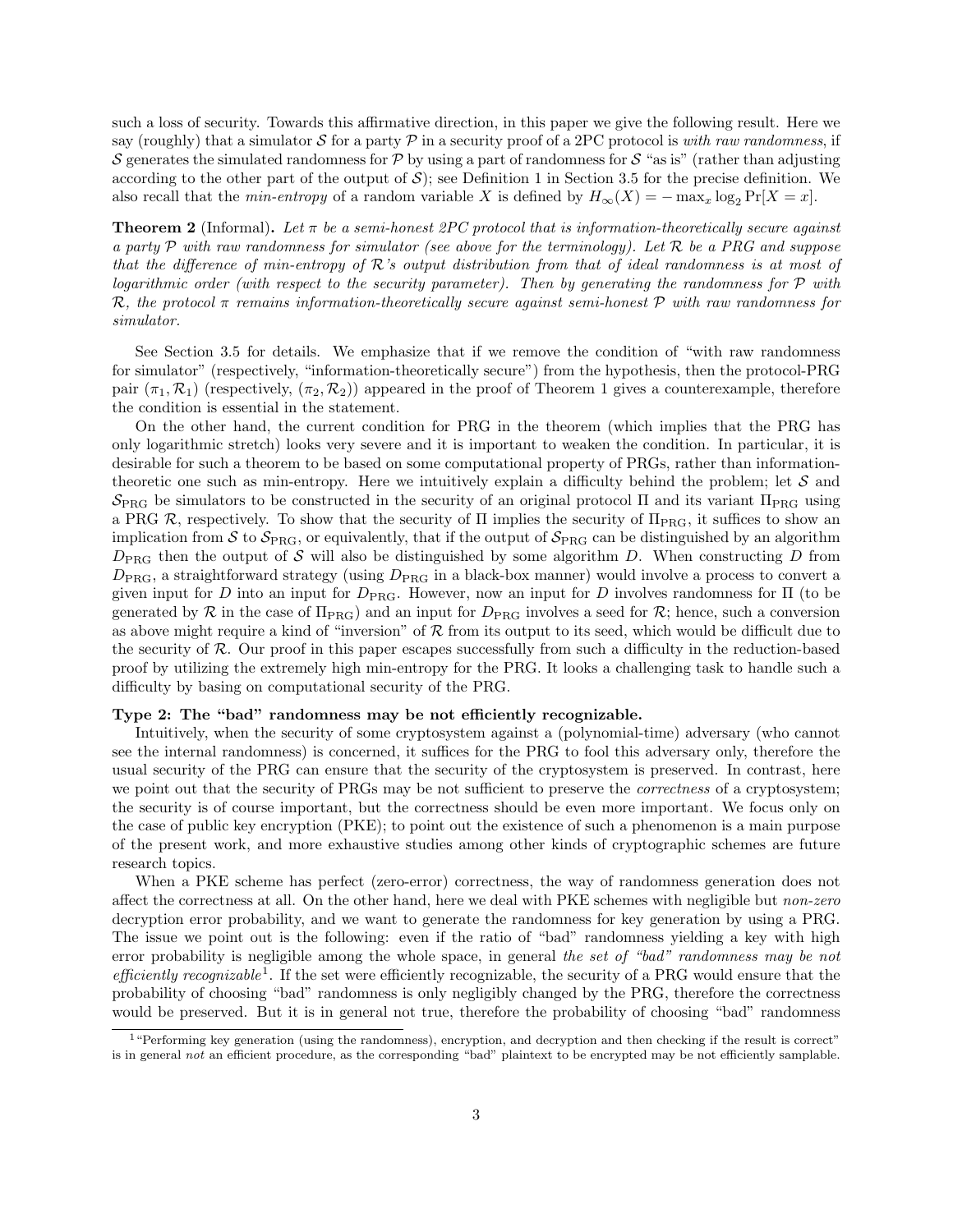such a loss of security. Towards this affirmative direction, in this paper we give the following result. Here we say (roughly) that a simulator $\mathcal{S}$ for a party $\mathcal{P}$ in a security proof of a 2PC protocol is *with raw randomness*, if $\mathcal{S}$ generates the simulated randomness for $\mathcal{P}$ by using a part of randomness for $\mathcal{S}$ "as is" (rather than adjusting according to the other part of the output of $\mathcal{S}$); see Definition 1 in Section 3.5 for the precise definition. We also recall that the *min-entropy* of a random variable $X$ is defined by $H_\infty(X) = -\max_x \log_2 \Pr[X = x]$.

**Theorem 2** (Informal)**.** *Let $\pi$ be a semi-honest 2PC protocol that is information-theoretically secure against a party $\mathcal{P}$ with raw randomness for simulator (see above for the terminology). Let $\mathcal{R}$ be a PRG and suppose that the difference of min-entropy of $\mathcal{R}$'s output distribution from that of ideal randomness is at most of logarithmic order (with respect to the security parameter). Then by generating the randomness for $\mathcal{P}$ with $\mathcal{R}$, the protocol $\pi$ remains information-theoretically secure against semi-honest $\mathcal{P}$ with raw randomness for simulator.*

See Section 3.5 for details. We emphasize that if we remove the condition of "with raw randomness for simulator" (respectively, "information-theoretically secure") from the hypothesis, then the protocol-PRG pair $(\pi_1, \mathcal{R}_1)$ (respectively, $(\pi_2, \mathcal{R}_2)$) appeared in the proof of Theorem 1 gives a counterexample, therefore the condition is essential in the statement.

On the other hand, the current condition for PRG in the theorem (which implies that the PRG has only logarithmic stretch) looks very severe and it is important to weaken the condition. In particular, it is desirable for such a theorem to be based on some computational property of PRGs, rather than information-theoretic one such as min-entropy. Here we intuitively explain a difficulty behind the problem; let $\mathcal{S}$ and $\mathcal{S}_{\mathrm{PRG}}$ be simulators to be constructed in the security of an original protocol $\Pi$ and its variant $\Pi_{\mathrm{PRG}}$ using a PRG $\mathcal{R}$, respectively. To show that the security of $\Pi$ implies the security of $\Pi_{\mathrm{PRG}}$, it suffices to show an implication from $\mathcal{S}$ to $\mathcal{S}_{\mathrm{PRG}}$, or equivalently, that if the output of $\mathcal{S}_{\mathrm{PRG}}$ can be distinguished by an algorithm $D_{\mathrm{PRG}}$ then the output of $\mathcal{S}$ will also be distinguished by some algorithm $D$. When constructing $D$ from $D_{\mathrm{PRG}}$, a straightforward strategy (using $D_{\mathrm{PRG}}$ in a black-box manner) would involve a process to convert a given input for $D$ into an input for $D_{\mathrm{PRG}}$. However, now an input for $D$ involves randomness for $\Pi$ (to be generated by $\mathcal{R}$ in the case of $\Pi_{\mathrm{PRG}}$) and an input for $D_{\mathrm{PRG}}$ involves a seed for $\mathcal{R}$; hence, such a conversion as above might require a kind of "inversion" of $\mathcal{R}$ from its output to its seed, which would be difficult due to the security of $\mathcal{R}$. Our proof in this paper escapes successfully from such a difficulty in the reduction-based proof by utilizing the extremely high min-entropy for the PRG. It looks a challenging task to handle such a difficulty by basing on computational security of the PRG.

**Type 2: The "bad" randomness may be not efficiently recognizable.**

Intuitively, when the security of some cryptosystem against a (polynomial-time) adversary (who cannot see the internal randomness) is concerned, it suffices for the PRG to fool this adversary only, therefore the usual security of the PRG can ensure that the security of the cryptosystem is preserved. In contrast, here we point out that the security of PRGs may be not sufficient to preserve the *correctness* of a cryptosystem; the security is of course important, but the correctness should be even more important. We focus only on the case of public key encryption (PKE); to point out the existence of such a phenomenon is a main purpose of the present work, and more exhaustive studies among other kinds of cryptographic schemes are future research topics.

When a PKE scheme has perfect (zero-error) correctness, the way of randomness generation does not affect the correctness at all. On the other hand, here we deal with PKE schemes with negligible but *non-zero* decryption error probability, and we want to generate the randomness for key generation by using a PRG. The issue we point out is the following: even if the ratio of "bad" randomness yielding a key with high error probability is negligible among the whole space, in general *the set of "bad" randomness may be not efficiently recognizable*[1]. If the set were efficiently recognizable, the security of a PRG would ensure that the probability of choosing "bad" randomness is only negligibly changed by the PRG, therefore the correctness would be preserved. But it is in general not true, therefore the probability of choosing "bad" randomness

[1] "Performing key generation (using the randomness), encryption, and decryption and then checking if the result is correct" is in general *not* an efficient procedure, as the corresponding "bad" plaintext to be encrypted may be not efficiently samplable.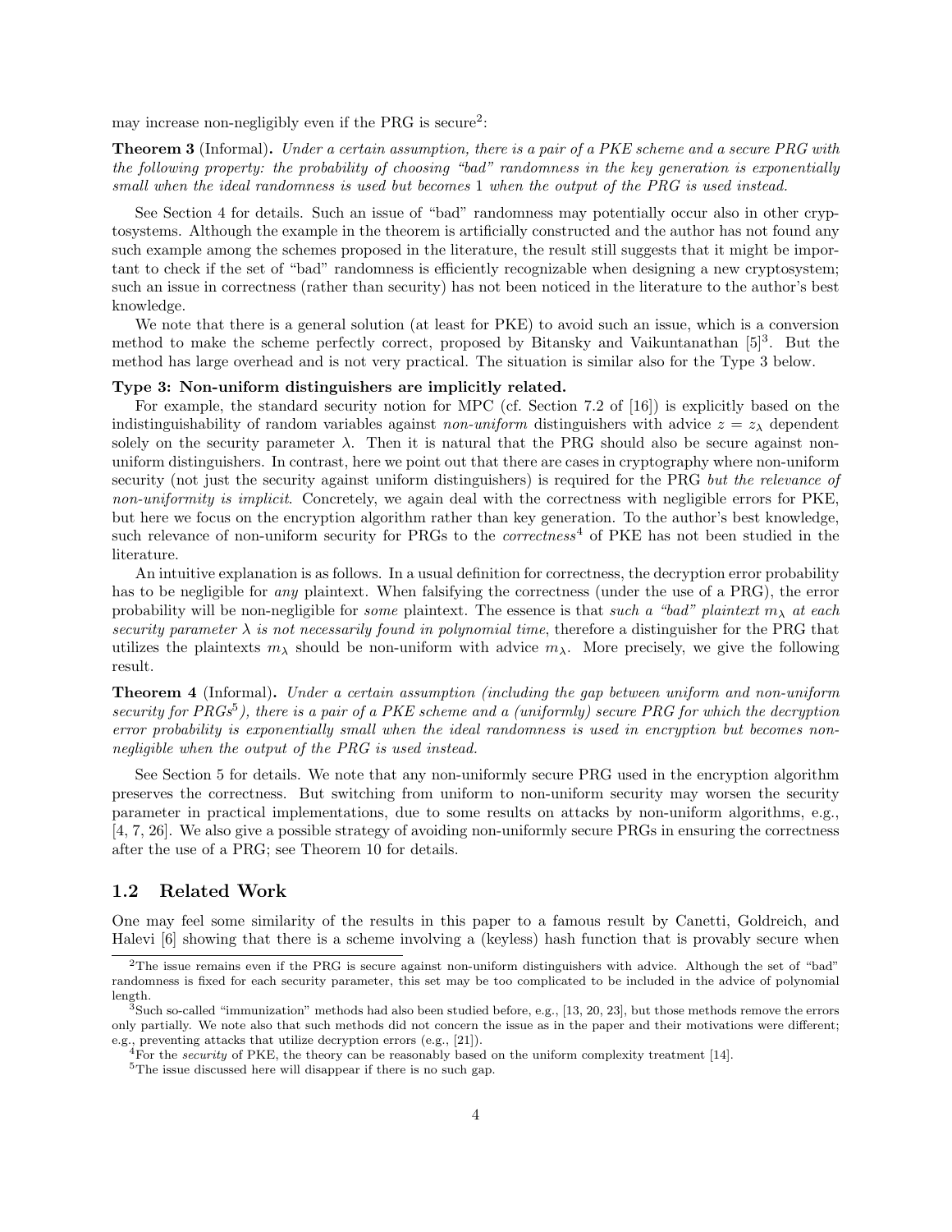may increase non-negligibly even if the PRG is secure[2]:

**Theorem 3** (Informal)**.** *Under a certain assumption, there is a pair of a PKE scheme and a secure PRG with the following property: the probability of choosing "bad" randomness in the key generation is exponentially small when the ideal randomness is used but becomes* 1 *when the output of the PRG is used instead.*

See Section 4 for details. Such an issue of "bad" randomness may potentially occur also in other cryptosystems. Although the example in the theorem is artificially constructed and the author has not found any such example among the schemes proposed in the literature, the result still suggests that it might be important to check if the set of "bad" randomness is efficiently recognizable when designing a new cryptosystem; such an issue in correctness (rather than security) has not been noticed in the literature to the author's best knowledge.

We note that there is a general solution (at least for PKE) to avoid such an issue, which is a conversion method to make the scheme perfectly correct, proposed by Bitansky and Vaikuntanathan [5][3]. But the method has large overhead and is not very practical. The situation is similar also for the Type 3 below.

**Type 3: Non-uniform distinguishers are implicitly related.**

For example, the standard security notion for MPC (cf. Section 7.2 of [16]) is explicitly based on the indistinguishability of random variables against *non-uniform* distinguishers with advice $z = z_\lambda$ dependent solely on the security parameter $\lambda$. Then it is natural that the PRG should also be secure against non-uniform distinguishers. In contrast, here we point out that there are cases in cryptography where non-uniform security (not just the security against uniform distinguishers) is required for the PRG *but the relevance of non-uniformity is implicit*. Concretely, we again deal with the correctness with negligible errors for PKE, but here we focus on the encryption algorithm rather than key generation. To the author's best knowledge, such relevance of non-uniform security for PRGs to the *correctness*[4] of PKE has not been studied in the literature.

An intuitive explanation is as follows. In a usual definition for correctness, the decryption error probability has to be negligible for *any* plaintext. When falsifying the correctness (under the use of a PRG), the error probability will be non-negligible for *some* plaintext. The essence is that *such a "bad" plaintext $m_\lambda$ at each security parameter $\lambda$ is not necessarily found in polynomial time*, therefore a distinguisher for the PRG that utilizes the plaintexts $m_\lambda$ should be non-uniform with advice $m_\lambda$. More precisely, we give the following result.

**Theorem 4** (Informal)**.** *Under a certain assumption (including the gap between uniform and non-uniform security for PRGs[5]), there is a pair of a PKE scheme and a (uniformly) secure PRG for which the decryption error probability is exponentially small when the ideal randomness is used in encryption but becomes non-negligible when the output of the PRG is used instead.*

See Section 5 for details. We note that any non-uniformly secure PRG used in the encryption algorithm preserves the correctness. But switching from uniform to non-uniform security may worsen the security parameter in practical implementations, due to some results on attacks by non-uniform algorithms, e.g., [4, 7, 26]. We also give a possible strategy of avoiding non-uniformly secure PRGs in ensuring the correctness after the use of a PRG; see Theorem 10 for details.

## 1.2 Related Work

One may feel some similarity of the results in this paper to a famous result by Canetti, Goldreich, and Halevi [6] showing that there is a scheme involving a (keyless) hash function that is provably secure when

[2]The issue remains even if the PRG is secure against non-uniform distinguishers with advice. Although the set of "bad" randomness is fixed for each security parameter, this set may be too complicated to be included in the advice of polynomial length.

[3]Such so-called "immunization" methods had also been studied before, e.g., [13, 20, 23], but those methods remove the errors only partially. We note also that such methods did not concern the issue as in the paper and their motivations were different; e.g., preventing attacks that utilize decryption errors (e.g., [21]).

[4]For the *security* of PKE, the theory can be reasonably based on the uniform complexity treatment [14].

[5]The issue discussed here will disappear if there is no such gap.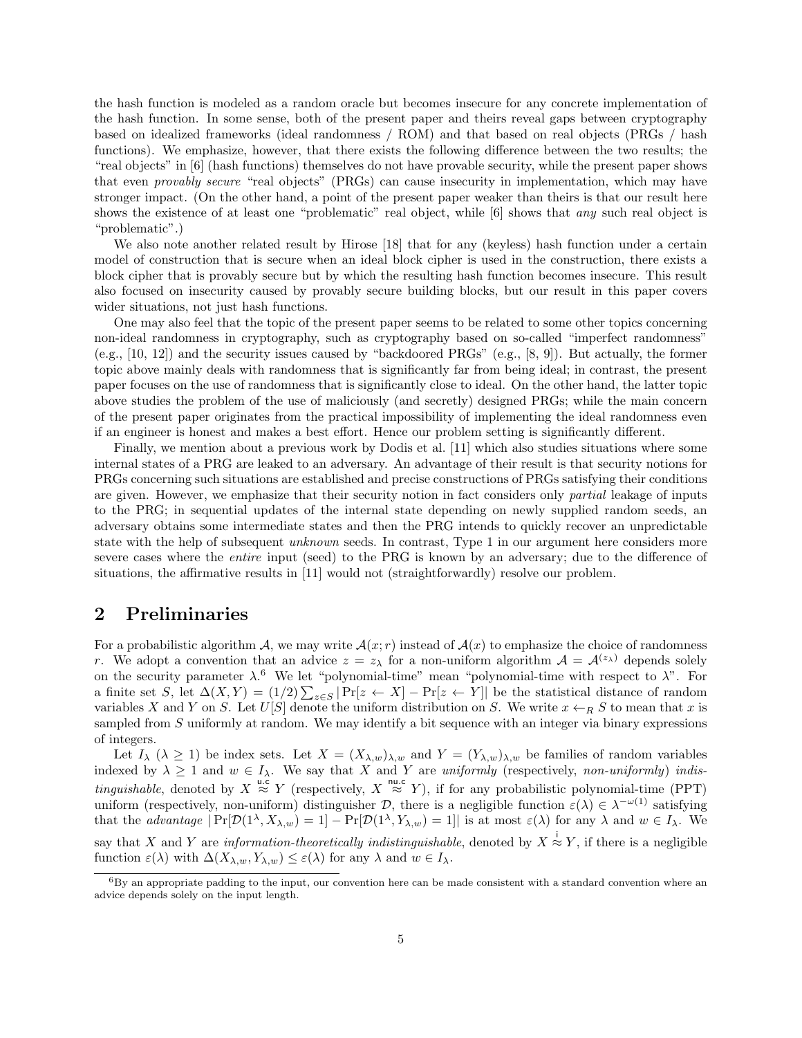the hash function is modeled as a random oracle but becomes insecure for any concrete implementation of the hash function. In some sense, both of the present paper and theirs reveal gaps between cryptography based on idealized frameworks (ideal randomness / ROM) and that based on real objects (PRGs / hash functions). We emphasize, however, that there exists the following difference between the two results; the "real objects" in [6] (hash functions) themselves do not have provable security, while the present paper shows that even *provably secure* "real objects" (PRGs) can cause insecurity in implementation, which may have stronger impact. (On the other hand, a point of the present paper weaker than theirs is that our result here shows the existence of at least one "problematic" real object, while [6] shows that *any* such real object is "problematic".)

We also note another related result by Hirose [18] that for any (keyless) hash function under a certain model of construction that is secure when an ideal block cipher is used in the construction, there exists a block cipher that is provably secure but by which the resulting hash function becomes insecure. This result also focused on insecurity caused by provably secure building blocks, but our result in this paper covers wider situations, not just hash functions.

One may also feel that the topic of the present paper seems to be related to some other topics concerning non-ideal randomness in cryptography, such as cryptography based on so-called "imperfect randomness" (e.g., [10, 12]) and the security issues caused by "backdoored PRGs" (e.g., [8, 9]). But actually, the former topic above mainly deals with randomness that is significantly far from being ideal; in contrast, the present paper focuses on the use of randomness that is significantly close to ideal. On the other hand, the latter topic above studies the problem of the use of maliciously (and secretly) designed PRGs; while the main concern of the present paper originates from the practical impossibility of implementing the ideal randomness even if an engineer is honest and makes a best effort. Hence our problem setting is significantly different.

Finally, we mention about a previous work by Dodis et al. [11] which also studies situations where some internal states of a PRG are leaked to an adversary. An advantage of their result is that security notions for PRGs concerning such situations are established and precise constructions of PRGs satisfying their conditions are given. However, we emphasize that their security notion in fact considers only *partial* leakage of inputs to the PRG; in sequential updates of the internal state depending on newly supplied random seeds, an adversary obtains some intermediate states and then the PRG intends to quickly recover an unpredictable state with the help of subsequent *unknown* seeds. In contrast, Type 1 in our argument here considers more severe cases where the *entire* input (seed) to the PRG is known by an adversary; due to the difference of situations, the affirmative results in [11] would not (straightforwardly) resolve our problem.

## 2 Preliminaries

For a probabilistic algorithm $\mathcal{A}$, we may write $\mathcal{A}(x;r)$ instead of $\mathcal{A}(x)$ to emphasize the choice of randomness $r$. We adopt a convention that an advice $z = z_\lambda$ for a non-uniform algorithm $\mathcal{A} = \mathcal{A}^{(z_\lambda)}$ depends solely on the security parameter $\lambda$.[6] We let "polynomial-time" mean "polynomial-time with respect to $\lambda$". For a finite set $S$, let $\Delta(X,Y) = (1/2)\sum_{z \in S} |\Pr[z \leftarrow X] - \Pr[z \leftarrow Y]|$ be the statistical distance of random variables $X$ and $Y$ on $S$. Let $U[S]$ denote the uniform distribution on $S$. We write $x \leftarrow_R S$ to mean that $x$ is sampled from $S$ uniformly at random. We may identify a bit sequence with an integer via binary expressions of integers.

Let $I_\lambda$ ($\lambda \geq 1$) be index sets. Let $X = (X_{\lambda,w})_{\lambda,w}$ and $Y = (Y_{\lambda,w})_{\lambda,w}$ be families of random variables indexed by $\lambda \geq 1$ and $w \in I_\lambda$. We say that $X$ and $Y$ are *uniformly* (respectively, *non-uniformly*) *indistinguishable*, denoted by $X \overset{\mathsf{u.c}}{\approx} Y$ (respectively, $X \overset{\mathsf{nu.c}}{\approx} Y$), if for any probabilistic polynomial-time (PPT) uniform (respectively, non-uniform) distinguisher $\mathcal{D}$, there is a negligible function $\varepsilon(\lambda) \in \lambda^{-\omega(1)}$ satisfying that the *advantage* $|\Pr[\mathcal{D}(1^\lambda, X_{\lambda,w}) = 1] - \Pr[\mathcal{D}(1^\lambda, Y_{\lambda,w}) = 1]|$ is at most $\varepsilon(\lambda)$ for any $\lambda$ and $w \in I_\lambda$. We say that $X$ and $Y$ are *information-theoretically indistinguishable*, denoted by $X \overset{\mathsf{i}}{\approx} Y$, if there is a negligible function $\varepsilon(\lambda)$ with $\Delta(X_{\lambda,w}, Y_{\lambda,w}) \leq \varepsilon(\lambda)$ for any $\lambda$ and $w \in I_\lambda$.

[6] By an appropriate padding to the input, our convention here can be made consistent with a standard convention where an advice depends solely on the input length.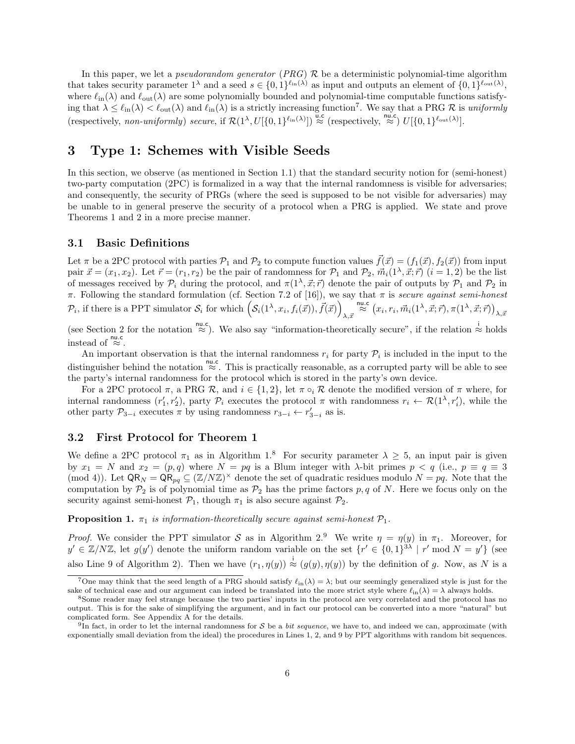In this paper, we let a *pseudorandom generator* (*PRG*) $\mathcal{R}$ be a deterministic polynomial-time algorithm that takes security parameter $1^\lambda$ and a seed $s \in \{0,1\}^{\ell_{\mathrm{in}}(\lambda)}$ as input and outputs an element of $\{0,1\}^{\ell_{\mathrm{out}}(\lambda)}$, where $\ell_{\mathrm{in}}(\lambda)$ and $\ell_{\mathrm{out}}(\lambda)$ are some polynomially bounded and polynomial-time computable functions satisfying that $\lambda \le \ell_{\mathrm{in}}(\lambda) < \ell_{\mathrm{out}}(\lambda)$ and $\ell_{\mathrm{in}}(\lambda)$ is a strictly increasing function[7]. We say that a PRG $\mathcal{R}$ is *uniformly* (respectively, *non-uniformly*) *secure*, if $\mathcal{R}(1^\lambda, U[\{0,1\}^{\ell_{\mathrm{in}}(\lambda)}]) \overset{\mathsf{u.c}}{\approx}$ (respectively, $\overset{\mathsf{nu.c}}{\approx}$) $U[\{0,1\}^{\ell_{\mathrm{out}}(\lambda)}]$.

# 3 Type 1: Schemes with Visible Seeds

In this section, we observe (as mentioned in Section 1.1) that the standard security notion for (semi-honest) two-party computation (2PC) is formalized in a way that the internal randomness is visible for adversaries; and consequently, the security of PRGs (where the seed is supposed to be not visible for adversaries) may be unable to in general preserve the security of a protocol when a PRG is applied. We state and prove Theorems 1 and 2 in a more precise manner.

## 3.1 Basic Definitions

Let $\pi$ be a 2PC protocol with parties $\mathcal{P}_1$ and $\mathcal{P}_2$ to compute function values $\vec{f}(\vec{x}) = (f_1(\vec{x}), f_2(\vec{x}))$ from input pair $\vec{x} = (x_1, x_2)$. Let $\vec{r} = (r_1, r_2)$ be the pair of randomness for $\mathcal{P}_1$ and $\mathcal{P}_2$, $\vec{m}_i(1^\lambda, \vec{x}; \vec{r})$ ($i = 1, 2$) be the list of messages received by $\mathcal{P}_i$ during the protocol, and $\pi(1^\lambda, \vec{x}; \vec{r})$ denote the pair of outputs by $\mathcal{P}_1$ and $\mathcal{P}_2$ in $\pi$. Following the standard formulation (cf. Section 7.2 of [16]), we say that $\pi$ is *secure against semi-honest* $\mathcal{P}_i$, if there is a PPT simulator $\mathcal{S}_i$ for which $\left(\mathcal{S}_i(1^\lambda, x_i, f_i(\vec{x})), \vec{f}(\vec{x})\right)_{\lambda,\vec{x}} \overset{\mathsf{nu.c}}{\approx} \left(x_i, r_i, \vec{m}_i(1^\lambda, \vec{x}; \vec{r}), \pi(1^\lambda, \vec{x}; \vec{r})\right)_{\lambda,\vec{x}}$ (see Section 2 for the notation $\overset{\mathsf{nu.c}}{\approx}$). We also say "information-theoretically secure", if the relation $\overset{\mathsf{i}}{\approx}$ holds instead of $\overset{\mathsf{nu.c}}{\approx}$.

An important observation is that the internal randomness $r_i$ for party $\mathcal{P}_i$ is included in the input to the distinguisher behind the notation $\overset{\mathsf{nu.c}}{\approx}$. This is practically reasonable, as a corrupted party will be able to see the party's internal randomness for the protocol which is stored in the party's own device.

For a 2PC protocol $\pi$, a PRG $\mathcal{R}$, and $i \in \{1,2\}$, let $\pi \circ_i \mathcal{R}$ denote the modified version of $\pi$ where, for internal randomness $(r'_1, r'_2)$, party $\mathcal{P}_i$ executes the protocol $\pi$ with randomness $r_i \leftarrow \mathcal{R}(1^\lambda, r'_i)$, while the other party $\mathcal{P}_{3-i}$ executes $\pi$ by using randomness $r_{3-i} \leftarrow r'_{3-i}$ as is.

## 3.2 First Protocol for Theorem 1

We define a 2PC protocol $\pi_1$ as in Algorithm 1.[8] For security parameter $\lambda \ge 5$, an input pair is given by $x_1 = N$ and $x_2 = (p, q)$ where $N = pq$ is a Blum integer with $\lambda$-bit primes $p < q$ (i.e., $p \equiv q \equiv 3 \pmod 4$). Let $\mathsf{QR}_N = \mathsf{QR}_{pq} \subseteq (\mathbb{Z}/N\mathbb{Z})^\times$ denote the set of quadratic residues modulo $N = pq$. Note that the computation by $\mathcal{P}_2$ is of polynomial time as $\mathcal{P}_2$ has the prime factors $p, q$ of $N$. Here we focus only on the security against semi-honest $\mathcal{P}_1$, though $\pi_1$ is also secure against $\mathcal{P}_2$.

**Proposition 1.** *$\pi_1$ is information-theoretically secure against semi-honest $\mathcal{P}_1$.*

*Proof.* We consider the PPT simulator $\mathcal{S}$ as in Algorithm 2.[9] We write $\eta = \eta(y)$ in $\pi_1$. Moreover, for $y' \in \mathbb{Z}/N\mathbb{Z}$, let $g(y')$ denote the uniform random variable on the set $\{r' \in \{0,1\}^{3\lambda} \mid r' \bmod N = y'\}$ (see also Line 9 of Algorithm 2). Then we have $(r_1, \eta(y)) \overset{\mathsf{i}}{\approx} (g(y), \eta(y))$ by the definition of $g$. Now, as $N$ is a

[7] One may think that the seed length of a PRG should satisfy $\ell_{\mathrm{in}}(\lambda) = \lambda$; but our seemingly generalized style is just for the sake of technical ease and our argument can indeed be translated into the more strict style where $\ell_{\mathrm{in}}(\lambda) = \lambda$ always holds.

[8] Some reader may feel strange because the two parties' inputs in the protocol are very correlated and the protocol has no output. This is for the sake of simplifying the argument, and in fact our protocol can be converted into a more "natural" but complicated form. See Appendix A for the details.

[9] In fact, in order to let the internal randomness for $\mathcal{S}$ be a *bit sequence*, we have to, and indeed we can, approximate (with exponentially small deviation from the ideal) the procedures in Lines 1, 2, and 9 by PPT algorithms with random bit sequences.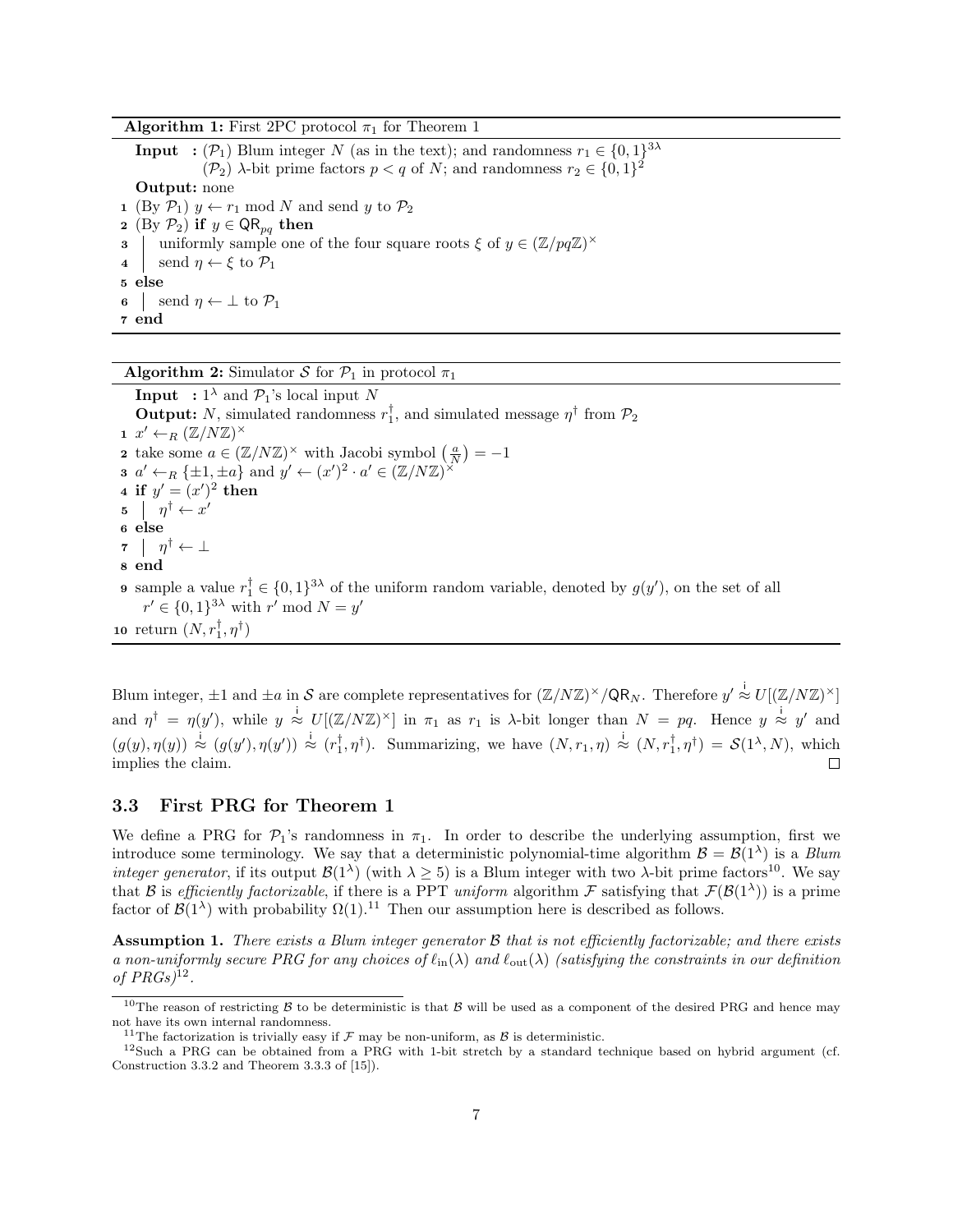**Algorithm 1:** First 2PC protocol $\pi_1$ for Theorem 1

**Input** : ($\mathcal{P}_1$) Blum integer $N$ (as in the text); and randomness $r_1 \in \{0,1\}^{3\lambda}$
($\mathcal{P}_2$) $\lambda$-bit prime factors $p < q$ of $N$; and randomness $r_2 \in \{0,1\}^2$

**Output:** none

1. (By $\mathcal{P}_1$) $y \leftarrow r_1 \bmod N$ and send $y$ to $\mathcal{P}_2$
2. (By $\mathcal{P}_2$) **if** $y \in \mathsf{QR}_{pq}$ **then**
3. uniformly sample one of the four square roots $\xi$ of $y \in (\mathbb{Z}/pq\mathbb{Z})^\times$
4. send $\eta \leftarrow \xi$ to $\mathcal{P}_1$
5. **else**
6. send $\eta \leftarrow \perp$ to $\mathcal{P}_1$
7. **end**

**Algorithm 2:** Simulator $\mathcal{S}$ for $\mathcal{P}_1$ in protocol $\pi_1$

**Input** : $1^\lambda$ and $\mathcal{P}_1$'s local input $N$

**Output:** $N$, simulated randomness $r_1^\dagger$, and simulated message $\eta^\dagger$ from $\mathcal{P}_2$

1. $x' \leftarrow_R (\mathbb{Z}/N\mathbb{Z})^\times$
2. take some $a \in (\mathbb{Z}/N\mathbb{Z})^\times$ with Jacobi symbol $\left(\frac{a}{N}\right) = -1$
3. $a' \leftarrow_R \{\pm 1, \pm a\}$ and $y' \leftarrow (x')^2 \cdot a' \in (\mathbb{Z}/N\mathbb{Z})^\times$
4. **if** $y' = (x')^2$ **then**
5. $\eta^\dagger \leftarrow x'$
6. **else**
7. $\eta^\dagger \leftarrow \perp$
8. **end**
9. sample a value $r_1^\dagger \in \{0,1\}^{3\lambda}$ of the uniform random variable, denoted by $g(y')$, on the set of all $r' \in \{0,1\}^{3\lambda}$ with $r' \bmod N = y'$
10. return $(N, r_1^\dagger, \eta^\dagger)$

Blum integer, $\pm 1$ and $\pm a$ in $\mathcal{S}$ are complete representatives for $(\mathbb{Z}/N\mathbb{Z})^\times/\mathsf{QR}_N$. Therefore $y' \overset{\mathrm{i}}{\approx} U[(\mathbb{Z}/N\mathbb{Z})^\times]$ and $\eta^\dagger = \eta(y')$, while $y \overset{\mathrm{i}}{\approx} U[(\mathbb{Z}/N\mathbb{Z})^\times]$ in $\pi_1$ as $r_1$ is $\lambda$-bit longer than $N = pq$. Hence $y \overset{\mathrm{i}}{\approx} y'$ and $(g(y), \eta(y)) \overset{\mathrm{i}}{\approx} (g(y'), \eta(y')) \overset{\mathrm{i}}{\approx} (r_1^\dagger, \eta^\dagger)$. Summarizing, we have $(N, r_1, \eta) \overset{\mathrm{i}}{\approx} (N, r_1^\dagger, \eta^\dagger) = \mathcal{S}(1^\lambda, N)$, which implies the claim. □

### 3.3 First PRG for Theorem 1

We define a PRG for $\mathcal{P}_1$'s randomness in $\pi_1$. In order to describe the underlying assumption, first we introduce some terminology. We say that a deterministic polynomial-time algorithm $\mathcal{B} = \mathcal{B}(1^\lambda)$ is a *Blum integer generator*, if its output $\mathcal{B}(1^\lambda)$ (with $\lambda \geq 5$) is a Blum integer with two $\lambda$-bit prime factors[10]. We say that $\mathcal{B}$ is *efficiently factorizable*, if there is a PPT *uniform* algorithm $\mathcal{F}$ satisfying that $\mathcal{F}(\mathcal{B}(1^\lambda))$ is a prime factor of $\mathcal{B}(1^\lambda)$ with probability $\Omega(1)$.[11] Then our assumption here is described as follows.

**Assumption 1.** *There exists a Blum integer generator $\mathcal{B}$ that is not efficiently factorizable; and there exists a non-uniformly secure PRG for any choices of $\ell_{\mathrm{in}}(\lambda)$ and $\ell_{\mathrm{out}}(\lambda)$ (satisfying the constraints in our definition of PRGs)*[12].

[10] The reason of restricting $\mathcal{B}$ to be deterministic is that $\mathcal{B}$ will be used as a component of the desired PRG and hence may not have its own internal randomness.

[11] The factorization is trivially easy if $\mathcal{F}$ may be non-uniform, as $\mathcal{B}$ is deterministic.

[12] Such a PRG can be obtained from a PRG with 1-bit stretch by a standard technique based on hybrid argument (cf. Construction 3.3.2 and Theorem 3.3.3 of [15]).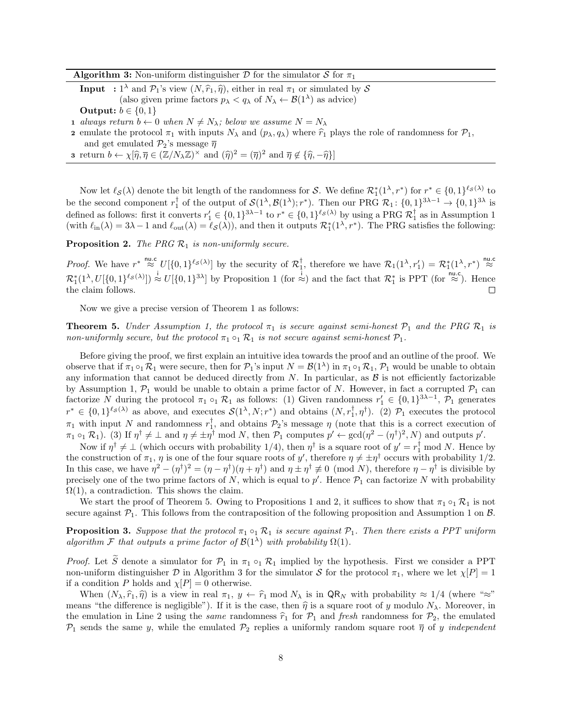**Algorithm 3:** Non-uniform distinguisher $\mathcal{D}$ for the simulator $\mathcal{S}$ for $\pi_1$

**Input** : $1^\lambda$ and $\mathcal{P}_1$'s view $(N, \widehat{r}_1, \widehat{\eta})$, either in real $\pi_1$ or simulated by $\mathcal{S}$
(also given prime factors $p_\lambda < q_\lambda$ of $N_\lambda \leftarrow \mathcal{B}(1^\lambda)$ as advice)

**Output:** $b \in \{0,1\}$

1. *always return* $b \leftarrow 0$ *when* $N \neq N_\lambda$*; below we assume* $N = N_\lambda$
2. emulate the protocol $\pi_1$ with inputs $N_\lambda$ and $(p_\lambda, q_\lambda)$ where $\widehat{r}_1$ plays the role of randomness for $\mathcal{P}_1$, and get emulated $\mathcal{P}_2$'s message $\overline{\eta}$
3. return $b \leftarrow \chi[\widehat{\eta}, \overline{\eta} \in (\mathbb{Z}/N_\lambda\mathbb{Z})^\times$ and $(\widehat{\eta})^2 = (\overline{\eta})^2$ and $\overline{\eta} \notin \{\widehat{\eta}, -\widehat{\eta}\}]$

Now let $\ell_{\mathcal{S}}(\lambda)$ denote the bit length of the randomness for $\mathcal{S}$. We define $\mathcal{R}_1^*(1^\lambda, r^*)$ for $r^* \in \{0,1\}^{\ell_{\mathcal{S}}(\lambda)}$ to be the second component $r_1^\dagger$ of the output of $\mathcal{S}(1^\lambda, \mathcal{B}(1^\lambda); r^*)$. Then our PRG $\mathcal{R}_1 \colon \{0,1\}^{3\lambda-1} \to \{0,1\}^{3\lambda}$ is defined as follows: first it converts $r_1' \in \{0,1\}^{3\lambda-1}$ to $r^* \in \{0,1\}^{\ell_{\mathcal{S}}(\lambda)}$ by using a PRG $\mathcal{R}_1^\dagger$ as in Assumption 1 (with $\ell_{\mathrm{in}}(\lambda) = 3\lambda - 1$ and $\ell_{\mathrm{out}}(\lambda) = \ell_{\mathcal{S}}(\lambda)$), and then it outputs $\mathcal{R}_1^*(1^\lambda, r^*)$. The PRG satisfies the following:

**Proposition 2.** *The PRG $\mathcal{R}_1$ is non-uniformly secure.*

*Proof.* We have $r^* \overset{\mathsf{nu.c}}{\approx} U[\{0,1\}^{\ell_{\mathcal{S}}(\lambda)}]$ by the security of $\mathcal{R}_1^\dagger$, therefore we have $\mathcal{R}_1(1^\lambda, r_1') = \mathcal{R}_1^*(1^\lambda, r^*) \overset{\mathsf{nu.c}}{\approx} \mathcal{R}_1^*(1^\lambda, U[\{0,1\}^{\ell_{\mathcal{S}}(\lambda)}]) \overset{\mathsf{i}}{\approx} U[\{0,1\}^{3\lambda}]$ by Proposition 1 (for $\overset{\mathsf{i}}{\approx}$) and the fact that $\mathcal{R}_1^*$ is PPT (for $\overset{\mathsf{nu.c}}{\approx}$). Hence the claim follows. $\square$

Now we give a precise version of Theorem 1 as follows:

**Theorem 5.** *Under Assumption 1, the protocol $\pi_1$ is secure against semi-honest $\mathcal{P}_1$ and the PRG $\mathcal{R}_1$ is non-uniformly secure, but the protocol $\pi_1 \circ_1 \mathcal{R}_1$ is not secure against semi-honest $\mathcal{P}_1$.*

Before giving the proof, we first explain an intuitive idea towards the proof and an outline of the proof. We observe that if $\pi_1 \circ_1 \mathcal{R}_1$ were secure, then for $\mathcal{P}_1$'s input $N = \mathcal{B}(1^\lambda)$ in $\pi_1 \circ_1 \mathcal{R}_1$, $\mathcal{P}_1$ would be unable to obtain any information that cannot be deduced directly from $N$. In particular, as $\mathcal{B}$ is not efficiently factorizable by Assumption 1, $\mathcal{P}_1$ would be unable to obtain a prime factor of $N$. However, in fact a corrupted $\mathcal{P}_1$ can factorize $N$ during the protocol $\pi_1 \circ_1 \mathcal{R}_1$ as follows: (1) Given randomness $r_1' \in \{0,1\}^{3\lambda-1}$, $\mathcal{P}_1$ generates $r^* \in \{0,1\}^{\ell_{\mathcal{S}}(\lambda)}$ as above, and executes $\mathcal{S}(1^\lambda, N; r^*)$ and obtains $(N, r_1^\dagger, \eta^\dagger)$. (2) $\mathcal{P}_1$ executes the protocol $\pi_1$ with input $N$ and randomness $r_1^\dagger$, and obtains $\mathcal{P}_2$'s message $\eta$ (note that this is a correct execution of $\pi_1 \circ_1 \mathcal{R}_1$). (3) If $\eta^\dagger \neq \bot$ and $\eta \neq \pm\eta^\dagger \bmod N$, then $\mathcal{P}_1$ computes $p' \leftarrow \gcd(\eta^2 - (\eta^\dagger)^2, N)$ and outputs $p'$.

Now if $\eta^\dagger \neq \bot$ (which occurs with probability 1/4), then $\eta^\dagger$ is a square root of $y' = r_1^\dagger \bmod N$. Hence by the construction of $\pi_1$, $\eta$ is one of the four square roots of $y'$, therefore $\eta \neq \pm\eta^\dagger$ occurs with probability 1/2. In this case, we have $\eta^2 - (\eta^\dagger)^2 = (\eta - \eta^\dagger)(\eta + \eta^\dagger)$ and $\eta \pm \eta^\dagger \not\equiv 0 \pmod{N}$, therefore $\eta - \eta^\dagger$ is divisible by precisely one of the two prime factors of $N$, which is equal to $p'$. Hence $\mathcal{P}_1$ can factorize $N$ with probability $\Omega(1)$, a contradiction. This shows the claim.

We start the proof of Theorem 5. Owing to Propositions 1 and 2, it suffices to show that $\pi_1 \circ_1 \mathcal{R}_1$ is not secure against $\mathcal{P}_1$. This follows from the contraposition of the following proposition and Assumption 1 on $\mathcal{B}$.

**Proposition 3.** *Suppose that the protocol $\pi_1 \circ_1 \mathcal{R}_1$ is secure against $\mathcal{P}_1$. Then there exists a PPT uniform algorithm $\mathcal{F}$ that outputs a prime factor of $\mathcal{B}(1^\lambda)$ with probability $\Omega(1)$.*

*Proof.* Let $\widetilde{S}$ denote a simulator for $\mathcal{P}_1$ in $\pi_1 \circ_1 \mathcal{R}_1$ implied by the hypothesis. First we consider a PPT non-uniform distinguisher $\mathcal{D}$ in Algorithm 3 for the simulator $\mathcal{S}$ for the protocol $\pi_1$, where we let $\chi[P] = 1$ if a condition $P$ holds and $\chi[P] = 0$ otherwise.

When $(N_\lambda, \widehat{r}_1, \widehat{\eta})$ is a view in real $\pi_1$, $y \leftarrow \widehat{r}_1 \bmod N_\lambda$ is in $\mathsf{QR}_N$ with probability $\approx 1/4$ (where "$\approx$" means "the difference is negligible"). If it is the case, then $\widehat{\eta}$ is a square root of $y$ modulo $N_\lambda$. Moreover, in the emulation in Line 2 using the *same* randomness $\widehat{r}_1$ for $\mathcal{P}_1$ and *fresh* randomness for $\mathcal{P}_2$, the emulated $\mathcal{P}_1$ sends the same $y$, while the emulated $\mathcal{P}_2$ replies a uniformly random square root $\overline{\eta}$ of $y$ *independent*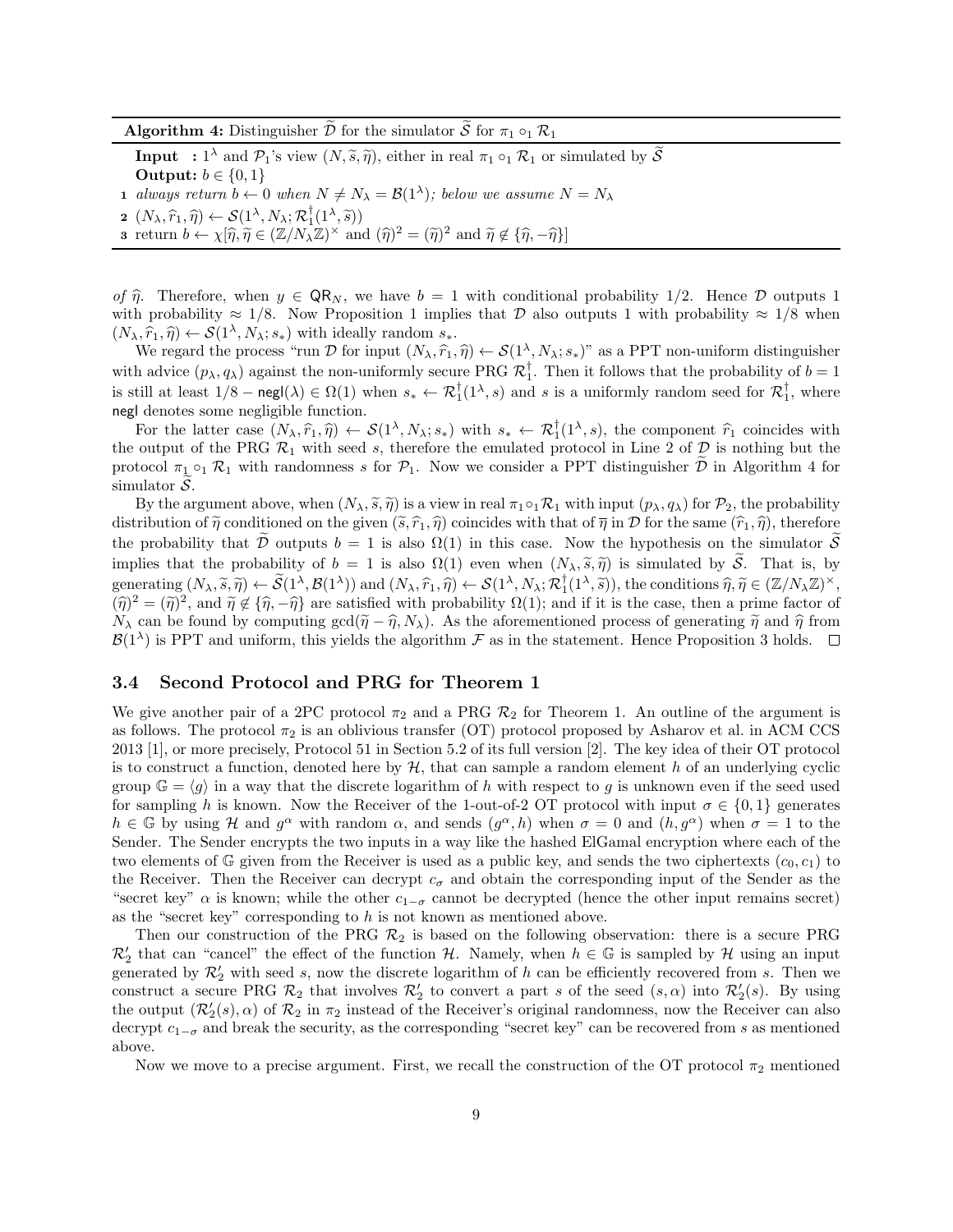**Algorithm 4:** Distinguisher $\widetilde{\mathcal{D}}$ for the simulator $\widetilde{\mathcal{S}}$ for $\pi_1 \circ_1 \mathcal{R}_1$

**Input :** $1^\lambda$ and $\mathcal{P}_1$'s view $(N, \widetilde{s}, \widetilde{\eta})$, either in real $\pi_1 \circ_1 \mathcal{R}_1$ or simulated by $\widetilde{\mathcal{S}}$
**Output:** $b \in \{0,1\}$

1 *always return* $b \leftarrow 0$ *when* $N \neq N_\lambda = \mathcal{B}(1^\lambda)$*; below we assume* $N = N_\lambda$
2 $(N_\lambda, \widehat{r}_1, \widehat{\eta}) \leftarrow \mathcal{S}(1^\lambda, N_\lambda; \mathcal{R}_1^\dagger(1^\lambda, \widetilde{s}))$
3 return $b \leftarrow \chi[\widehat{\eta}, \widetilde{\eta} \in (\mathbb{Z}/N_\lambda\mathbb{Z})^\times$ and $(\widehat{\eta})^2 = (\widetilde{\eta})^2$ and $\widetilde{\eta} \notin \{\widehat{\eta}, -\widehat{\eta}\}]$

*of* $\widehat{\eta}$. Therefore, when $y \in \mathsf{QR}_N$, we have $b = 1$ with conditional probability $1/2$. Hence $\mathcal{D}$ outputs 1 with probability $\approx 1/8$. Now Proposition 1 implies that $\mathcal{D}$ also outputs 1 with probability $\approx 1/8$ when $(N_\lambda, \widehat{r}_1, \widehat{\eta}) \leftarrow \mathcal{S}(1^\lambda, N_\lambda; s_*)$ with ideally random $s_*$.

We regard the process "run $\mathcal{D}$ for input $(N_\lambda, \widehat{r}_1, \widehat{\eta}) \leftarrow \mathcal{S}(1^\lambda, N_\lambda; s_*)$" as a PPT non-uniform distinguisher with advice $(p_\lambda, q_\lambda)$ against the non-uniformly secure PRG $\mathcal{R}_1^\dagger$. Then it follows that the probability of $b = 1$ is still at least $1/8 - \mathsf{negl}(\lambda) \in \Omega(1)$ when $s_* \leftarrow \mathcal{R}_1^\dagger(1^\lambda, s)$ and $s$ is a uniformly random seed for $\mathcal{R}_1^\dagger$, where $\mathsf{negl}$ denotes some negligible function.

For the latter case $(N_\lambda, \widehat{r}_1, \widehat{\eta}) \leftarrow \mathcal{S}(1^\lambda, N_\lambda; s_*)$ with $s_* \leftarrow \mathcal{R}_1^\dagger(1^\lambda, s)$, the component $\widehat{r}_1$ coincides with the output of the PRG $\mathcal{R}_1$ with seed $s$, therefore the emulated protocol in Line 2 of $\mathcal{D}$ is nothing but the protocol $\pi_1 \circ_1 \mathcal{R}_1$ with randomness $s$ for $\mathcal{P}_1$. Now we consider a PPT distinguisher $\widetilde{\mathcal{D}}$ in Algorithm 4 for simulator $\widetilde{\mathcal{S}}$.

By the argument above, when $(N_\lambda, \widetilde{s}, \widetilde{\eta})$ is a view in real $\pi_1 \circ_1 \mathcal{R}_1$ with input $(p_\lambda, q_\lambda)$ for $\mathcal{P}_2$, the probability distribution of $\widetilde{\eta}$ conditioned on the given $(\widetilde{s}, \widehat{r}_1, \widehat{\eta})$ coincides with that of $\overline{\eta}$ in $\mathcal{D}$ for the same $(\widehat{r}_1, \widehat{\eta})$, therefore the probability that $\widetilde{\mathcal{D}}$ outputs $b = 1$ is also $\Omega(1)$ in this case. Now the hypothesis on the simulator $\widetilde{\mathcal{S}}$ implies that the probability of $b = 1$ is also $\Omega(1)$ even when $(N_\lambda, \widetilde{s}, \widetilde{\eta})$ is simulated by $\widetilde{\mathcal{S}}$. That is, by generating $(N_\lambda, \widetilde{s}, \widetilde{\eta}) \leftarrow \widetilde{\mathcal{S}}(1^\lambda, \mathcal{B}(1^\lambda))$ and $(N_\lambda, \widehat{r}_1, \widehat{\eta}) \leftarrow \mathcal{S}(1^\lambda, N_\lambda; \mathcal{R}_1^\dagger(1^\lambda, \widetilde{s}))$, the conditions $\widehat{\eta}, \widetilde{\eta} \in (\mathbb{Z}/N_\lambda\mathbb{Z})^\times$, $(\widehat{\eta})^2 = (\widetilde{\eta})^2$, and $\widetilde{\eta} \notin \{\widehat{\eta}, -\widehat{\eta}\}$ are satisfied with probability $\Omega(1)$; and if it is the case, then a prime factor of $N_\lambda$ can be found by computing $\gcd(\widetilde{\eta} - \widehat{\eta}, N_\lambda)$. As the aforementioned process of generating $\widetilde{\eta}$ and $\widehat{\eta}$ from $\mathcal{B}(1^\lambda)$ is PPT and uniform, this yields the algorithm $\mathcal{F}$ as in the statement. Hence Proposition 3 holds. $\square$

### 3.4 Second Protocol and PRG for Theorem 1

We give another pair of a 2PC protocol $\pi_2$ and a PRG $\mathcal{R}_2$ for Theorem 1. An outline of the argument is as follows. The protocol $\pi_2$ is an oblivious transfer (OT) protocol proposed by Asharov et al. in ACM CCS 2013 [1], or more precisely, Protocol 51 in Section 5.2 of its full version [2]. The key idea of their OT protocol is to construct a function, denoted here by $\mathcal{H}$, that can sample a random element $h$ of an underlying cyclic group $\mathbb{G} = \langle g \rangle$ in a way that the discrete logarithm of $h$ with respect to $g$ is unknown even if the seed used for sampling $h$ is known. Now the Receiver of the 1-out-of-2 OT protocol with input $\sigma \in \{0,1\}$ generates $h \in \mathbb{G}$ by using $\mathcal{H}$ and $g^\alpha$ with random $\alpha$, and sends $(g^\alpha, h)$ when $\sigma = 0$ and $(h, g^\alpha)$ when $\sigma = 1$ to the Sender. The Sender encrypts the two inputs in a way like the hashed ElGamal encryption where each of the two elements of $\mathbb{G}$ given from the Receiver is used as a public key, and sends the two ciphertexts $(c_0, c_1)$ to the Receiver. Then the Receiver can decrypt $c_\sigma$ and obtain the corresponding input of the Sender as the "secret key" $\alpha$ is known; while the other $c_{1-\sigma}$ cannot be decrypted (hence the other input remains secret) as the "secret key" corresponding to $h$ is not known as mentioned above.

Then our construction of the PRG $\mathcal{R}_2$ is based on the following observation: there is a secure PRG $\mathcal{R}_2'$ that can "cancel" the effect of the function $\mathcal{H}$. Namely, when $h \in \mathbb{G}$ is sampled by $\mathcal{H}$ using an input generated by $\mathcal{R}_2'$ with seed $s$, now the discrete logarithm of $h$ can be efficiently recovered from $s$. Then we construct a secure PRG $\mathcal{R}_2$ that involves $\mathcal{R}_2'$ to convert a part $s$ of the seed $(s, \alpha)$ into $\mathcal{R}_2'(s)$. By using the output $(\mathcal{R}_2'(s), \alpha)$ of $\mathcal{R}_2$ in $\pi_2$ instead of the Receiver's original randomness, now the Receiver can also decrypt $c_{1-\sigma}$ and break the security, as the corresponding "secret key" can be recovered from $s$ as mentioned above.

Now we move to a precise argument. First, we recall the construction of the OT protocol $\pi_2$ mentioned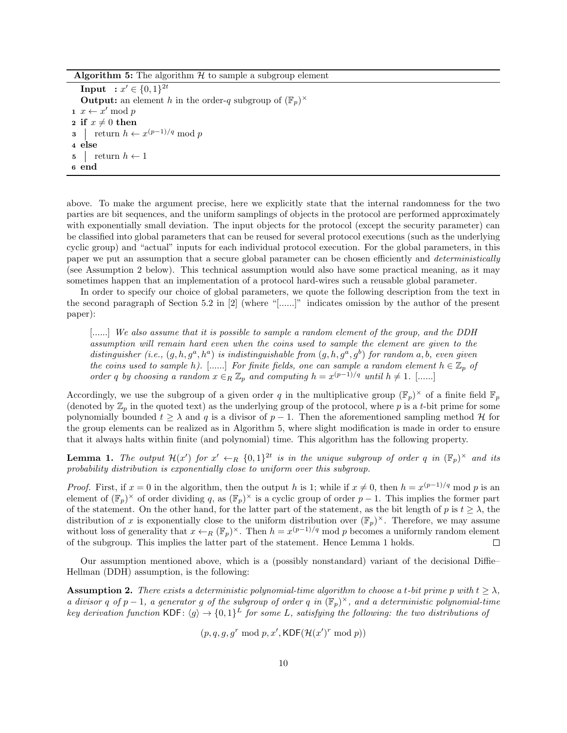**Algorithm 5:** The algorithm $\mathcal{H}$ to sample a subgroup element

**Input** : $x' \in \{0,1\}^{2t}$
**Output:** an element $h$ in the order-$q$ subgroup of $(\mathbb{F}_p)^\times$

```
1 x ← x' mod p
2 if x ≠ 0 then
3 │ return h ← x^{(p−1)/q} mod p
4 else
5 │ return h ← 1
6 end
```

above. To make the argument precise, here we explicitly state that the internal randomness for the two parties are bit sequences, and the uniform samplings of objects in the protocol are performed approximately with exponentially small deviation. The input objects for the protocol (except the security parameter) can be classified into global parameters that can be reused for several protocol executions (such as the underlying cyclic group) and "actual" inputs for each individual protocol execution. For the global parameters, in this paper we put an assumption that a secure global parameter can be chosen efficiently and *deterministically* (see Assumption 2 below). This technical assumption would also have some practical meaning, as it may sometimes happen that an implementation of a protocol hard-wires such a reusable global parameter.

In order to specify our choice of global parameters, we quote the following description from the text in the second paragraph of Section 5.2 in [2] (where "[......]" indicates omission by the author of the present paper):

> [......] *We also assume that it is possible to sample a random element of the group, and the DDH assumption will remain hard even when the coins used to sample the element are given to the distinguisher (i.e., $(g, h, g^a, h^a)$ is indistinguishable from $(g, h, g^a, g^b)$ for random $a, b$, even given the coins used to sample $h$).* [......] *For finite fields, one can sample a random element $h \in \mathbb{Z}_p$ of order $q$ by choosing a random $x \in_R \mathbb{Z}_p$ and computing $h = x^{(p-1)/q}$ until $h \neq 1$.* [......]

Accordingly, we use the subgroup of a given order $q$ in the multiplicative group $(\mathbb{F}_p)^\times$ of a finite field $\mathbb{F}_p$ (denoted by $\mathbb{Z}_p$ in the quoted text) as the underlying group of the protocol, where $p$ is a $t$-bit prime for some polynomially bounded $t \geq \lambda$ and $q$ is a divisor of $p - 1$. Then the aforementioned sampling method $\mathcal{H}$ for the group elements can be realized as in Algorithm 5, where slight modification is made in order to ensure that it always halts within finite (and polynomial) time. This algorithm has the following property.

**Lemma 1.** *The output $\mathcal{H}(x')$ for $x' \leftarrow_R \{0,1\}^{2t}$ is in the unique subgroup of order $q$ in $(\mathbb{F}_p)^\times$ and its probability distribution is exponentially close to uniform over this subgroup.*

*Proof.* First, if $x = 0$ in the algorithm, then the output $h$ is 1; while if $x \neq 0$, then $h = x^{(p-1)/q} \bmod p$ is an element of $(\mathbb{F}_p)^\times$ of order dividing $q$, as $(\mathbb{F}_p)^\times$ is a cyclic group of order $p - 1$. This implies the former part of the statement. On the other hand, for the latter part of the statement, as the bit length of $p$ is $t \geq \lambda$, the distribution of $x$ is exponentially close to the uniform distribution over $(\mathbb{F}_p)^\times$. Therefore, we may assume without loss of generality that $x \leftarrow_R (\mathbb{F}_p)^\times$. Then $h = x^{(p-1)/q} \bmod p$ becomes a uniformly random element of the subgroup. This implies the latter part of the statement. Hence Lemma 1 holds. ∎

Our assumption mentioned above, which is a (possibly nonstandard) variant of the decisional Diffie–Hellman (DDH) assumption, is the following:

**Assumption 2.** *There exists a deterministic polynomial-time algorithm to choose a $t$-bit prime $p$ with $t \geq \lambda$, a divisor $q$ of $p - 1$, a generator $g$ of the subgroup of order $q$ in $(\mathbb{F}_p)^\times$, and a deterministic polynomial-time key derivation function $\mathsf{KDF} \colon \langle g \rangle \to \{0,1\}^L$ for some $L$, satisfying the following: the two distributions of*

$$(p, q, g, g^r \bmod p, x', \mathsf{KDF}(\mathcal{H}(x')^r \bmod p))$$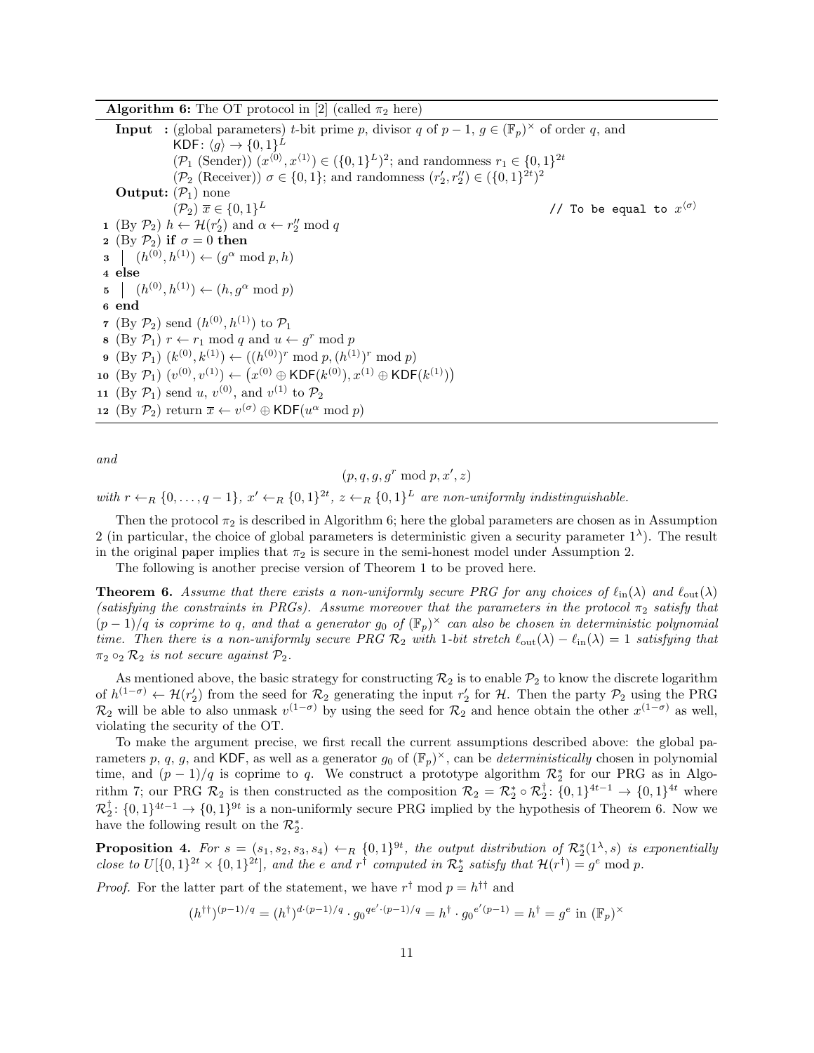**Algorithm 6:** The OT protocol in [2] (called $\pi_2$ here)

**Input :** (global parameters) $t$-bit prime $p$, divisor $q$ of $p-1$, $g \in (\mathbb{F}_p)^\times$ of order $q$, and $\mathsf{KDF}\colon \langle g \rangle \to \{0,1\}^L$
($\mathcal{P}_1$ (Sender)) $(x^{\langle 0 \rangle}, x^{\langle 1 \rangle}) \in (\{0,1\}^L)^2$; and randomness $r_1 \in \{0,1\}^{2t}$
($\mathcal{P}_2$ (Receiver)) $\sigma \in \{0,1\}$; and randomness $(r'_2, r''_2) \in (\{0,1\}^{2t})^2$

**Output:** ($\mathcal{P}_1$) none
($\mathcal{P}_2$) $\overline{x} \in \{0,1\}^L$ // To be equal to $x^{\langle \sigma \rangle}$

```
1  (By P2) h ← H(r'_2) and α ← r''_2 mod q
2  (By P2) if σ = 0 then
3  |   (h^(0), h^(1)) ← (g^α mod p, h)
4  else
5  |   (h^(0), h^(1)) ← (h, g^α mod p)
6  end
7  (By P2) send (h^(0), h^(1)) to P1
8  (By P1) r ← r1 mod q and u ← g^r mod p
9  (By P1) (k^(0), k^(1)) ← ((h^(0))^r mod p, (h^(1))^r mod p)
10 (By P1) (v^(0), v^(1)) ← (x^<0> ⊕ KDF(k^(0)), x^<1> ⊕ KDF(k^(1)))
11 (By P1) send u, v^(0), and v^(1) to P2
12 (By P2) return x̄ ← v^(σ) ⊕ KDF(u^α mod p)
```

*and*

$$(p, q, g, g^r \bmod p, x', z)$$

*with $r \leftarrow_R \{0, \dots, q-1\}$, $x' \leftarrow_R \{0,1\}^{2t}$, $z \leftarrow_R \{0,1\}^L$ are non-uniformly indistinguishable.*

Then the protocol $\pi_2$ is described in Algorithm 6; here the global parameters are chosen as in Assumption 2 (in particular, the choice of global parameters is deterministic given a security parameter $1^\lambda$). The result in the original paper implies that $\pi_2$ is secure in the semi-honest model under Assumption 2.

The following is another precise version of Theorem 1 to be proved here.

**Theorem 6.** *Assume that there exists a non-uniformly secure PRG for any choices of $\ell_{\mathrm{in}}(\lambda)$ and $\ell_{\mathrm{out}}(\lambda)$ (satisfying the constraints in PRGs). Assume moreover that the parameters in the protocol $\pi_2$ satisfy that $(p-1)/q$ is coprime to $q$, and that a generator $g_0$ of $(\mathbb{F}_p)^\times$ can also be chosen in deterministic polynomial time. Then there is a non-uniformly secure PRG $\mathcal{R}_2$ with 1-bit stretch $\ell_{\mathrm{out}}(\lambda) - \ell_{\mathrm{in}}(\lambda) = 1$ satisfying that $\pi_2 \circ_2 \mathcal{R}_2$ is not secure against $\mathcal{P}_2$.*

As mentioned above, the basic strategy for constructing $\mathcal{R}_2$ is to enable $\mathcal{P}_2$ to know the discrete logarithm of $h^{(1-\sigma)} \leftarrow \mathcal{H}(r'_2)$ from the seed for $\mathcal{R}_2$ generating the input $r'_2$ for $\mathcal{H}$. Then the party $\mathcal{P}_2$ using the PRG $\mathcal{R}_2$ will be able to also unmask $v^{(1-\sigma)}$ by using the seed for $\mathcal{R}_2$ and hence obtain the other $x^{(1-\sigma)}$ as well, violating the security of the OT.

To make the argument precise, we first recall the current assumptions described above: the global parameters $p$, $q$, $g$, and $\mathsf{KDF}$, as well as a generator $g_0$ of $(\mathbb{F}_p)^\times$, can be *deterministically* chosen in polynomial time, and $(p-1)/q$ is coprime to $q$. We construct a prototype algorithm $\mathcal{R}_2^*$ for our PRG as in Algorithm 7; our PRG $\mathcal{R}_2$ is then constructed as the composition $\mathcal{R}_2 = \mathcal{R}_2^* \circ \mathcal{R}_2^\dagger\colon \{0,1\}^{4t-1} \to \{0,1\}^{4t}$ where $\mathcal{R}_2^\dagger\colon \{0,1\}^{4t-1} \to \{0,1\}^{9t}$ is a non-uniformly secure PRG implied by the hypothesis of Theorem 6. Now we have the following result on the $\mathcal{R}_2^*$.

**Proposition 4.** *For $s = (s_1, s_2, s_3, s_4) \leftarrow_R \{0,1\}^{9t}$, the output distribution of $\mathcal{R}_2^*(1^\lambda, s)$ is exponentially close to $U[\{0,1\}^{2t} \times \{0,1\}^{2t}]$, and the $e$ and $r^\dagger$ computed in $\mathcal{R}_2^*$ satisfy that $\mathcal{H}(r^\dagger) = g^e \bmod p$.*

*Proof.* For the latter part of the statement, we have $r^\dagger \bmod p = h^{\dagger\dagger}$ and

$$(h^{\dagger\dagger})^{(p-1)/q} = (h^\dagger)^{d \cdot (p-1)/q} \cdot {g_0}^{qe' \cdot (p-1)/q} = h^\dagger \cdot {g_0}^{e'(p-1)} = h^\dagger = g^e \text{ in } (\mathbb{F}_p)^\times$$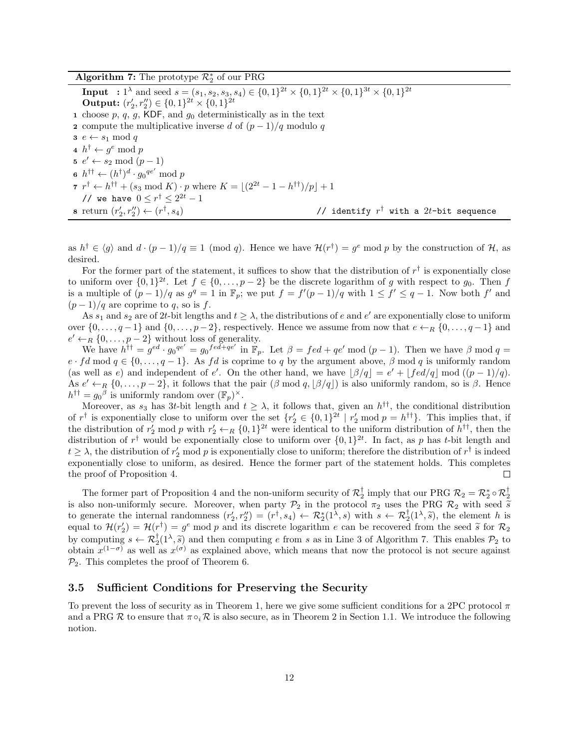**Algorithm 7:** The prototype $\mathcal{R}_2^*$ of our PRG

**Input** : $1^\lambda$ and seed $s = (s_1, s_2, s_3, s_4) \in \{0,1\}^{2t} \times \{0,1\}^{2t} \times \{0,1\}^{3t} \times \{0,1\}^{2t}$
**Output:** $(r_2', r_2'') \in \{0,1\}^{2t} \times \{0,1\}^{2t}$

1. choose $p$, $q$, $g$, KDF, and $g_0$ deterministically as in the text
2. compute the multiplicative inverse $d$ of $(p-1)/q$ modulo $q$
3. $e \leftarrow s_1 \bmod q$
4. $h^\dagger \leftarrow g^e \bmod p$
5. $e' \leftarrow s_2 \bmod (p-1)$
6. $h^{\dagger\dagger} \leftarrow (h^\dagger)^d \cdot {g_0}^{qe'} \bmod p$
7. $r^\dagger \leftarrow h^{\dagger\dagger} + (s_3 \bmod K) \cdot p$ where $K = \lfloor (2^{2t} - 1 - h^{\dagger\dagger})/p \rfloor + 1$
   // we have $0 \leq r^\dagger \leq 2^{2t} - 1$
8. return $(r_2', r_2'') \leftarrow (r^\dagger, s_4)$ // identify $r^\dagger$ with a $2t$-bit sequence

as $h^\dagger \in \langle g \rangle$ and $d \cdot (p-1)/q \equiv 1 \pmod q$. Hence we have $\mathcal{H}(r^\dagger) = g^e \bmod p$ by the construction of $\mathcal{H}$, as desired.

For the former part of the statement, it suffices to show that the distribution of $r^\dagger$ is exponentially close to uniform over $\{0,1\}^{2t}$. Let $f \in \{0, \dots, p-2\}$ be the discrete logarithm of $g$ with respect to $g_0$. Then $f$ is a multiple of $(p-1)/q$ as $g^q = 1$ in $\mathbb{F}_p$; we put $f = f'(p-1)/q$ with $1 \leq f' \leq q-1$. Now both $f'$ and $(p-1)/q$ are coprime to $q$, so is $f$.

As $s_1$ and $s_2$ are of $2t$-bit lengths and $t \geq \lambda$, the distributions of $e$ and $e'$ are exponentially close to uniform over $\{0, \dots, q-1\}$ and $\{0, \dots, p-2\}$, respectively. Hence we assume from now that $e \leftarrow_R \{0, \dots, q-1\}$ and $e' \leftarrow_R \{0, \dots, p-2\}$ without loss of generality.

We have $h^{\dagger\dagger} = g^{ed} \cdot {g_0}^{qe'} = {g_0}^{fed+qe'}$ in $\mathbb{F}_p$. Let $\beta = fed + qe' \bmod (p-1)$. Then we have $\beta \bmod q = e \cdot fd \bmod q \in \{0, \dots, q-1\}$. As $fd$ is coprime to $q$ by the argument above, $\beta \bmod q$ is uniformly random (as well as $e$) and independent of $e'$. On the other hand, we have $\lfloor \beta/q \rfloor = e' + \lfloor fed/q \rfloor \bmod ((p-1)/q)$. As $e' \leftarrow_R \{0, \dots, p-2\}$, it follows that the pair $(\beta \bmod q, \lfloor \beta/q \rfloor)$ is also uniformly random, so is $\beta$. Hence $h^{\dagger\dagger} = {g_0}^\beta$ is uniformly random over $(\mathbb{F}_p)^\times$.

Moreover, as $s_3$ has $3t$-bit length and $t \geq \lambda$, it follows that, given an $h^{\dagger\dagger}$, the conditional distribution of $r^\dagger$ is exponentially close to uniform over the set $\{r_2' \in \{0,1\}^{2t} \mid r_2' \bmod p = h^{\dagger\dagger}\}$. This implies that, if the distribution of $r_2' \bmod p$ with $r_2' \leftarrow_R \{0,1\}^{2t}$ were identical to the uniform distribution of $h^{\dagger\dagger}$, then the distribution of $r^\dagger$ would be exponentially close to uniform over $\{0,1\}^{2t}$. In fact, as $p$ has $t$-bit length and $t \geq \lambda$, the distribution of $r_2' \bmod p$ is exponentially close to uniform; therefore the distribution of $r^\dagger$ is indeed exponentially close to uniform, as desired. Hence the former part of the statement holds. This completes the proof of Proposition 4. □

The former part of Proposition 4 and the non-uniform security of $\mathcal{R}_2^\dagger$ imply that our PRG $\mathcal{R}_2 = \mathcal{R}_2^* \circ \mathcal{R}_2^\dagger$ is also non-uniformly secure. Moreover, when party $\mathcal{P}_2$ in the protocol $\pi_2$ uses the PRG $\mathcal{R}_2$ with seed $\widetilde{s}$ to generate the internal randomness $(r_2', r_2'') = (r^\dagger, s_4) \leftarrow \mathcal{R}_2^*(1^\lambda, s)$ with $s \leftarrow \mathcal{R}_2^\dagger(1^\lambda, \widetilde{s})$, the element $h$ is equal to $\mathcal{H}(r_2') = \mathcal{H}(r^\dagger) = g^e \bmod p$ and its discrete logarithm $e$ can be recovered from the seed $\widetilde{s}$ for $\mathcal{R}_2$ by computing $s \leftarrow \mathcal{R}_2^\dagger(1^\lambda, \widetilde{s})$ and then computing $e$ from $s$ as in Line 3 of Algorithm 7. This enables $\mathcal{P}_2$ to obtain $x^{(1-\sigma)}$ as well as $x^{(\sigma)}$ as explained above, which means that now the protocol is not secure against $\mathcal{P}_2$. This completes the proof of Theorem 6.

### 3.5 Sufficient Conditions for Preserving the Security

To prevent the loss of security as in Theorem 1, here we give some sufficient conditions for a 2PC protocol $\pi$ and a PRG $\mathcal{R}$ to ensure that $\pi \circ_i \mathcal{R}$ is also secure, as in Theorem 2 in Section 1.1. We introduce the following notion.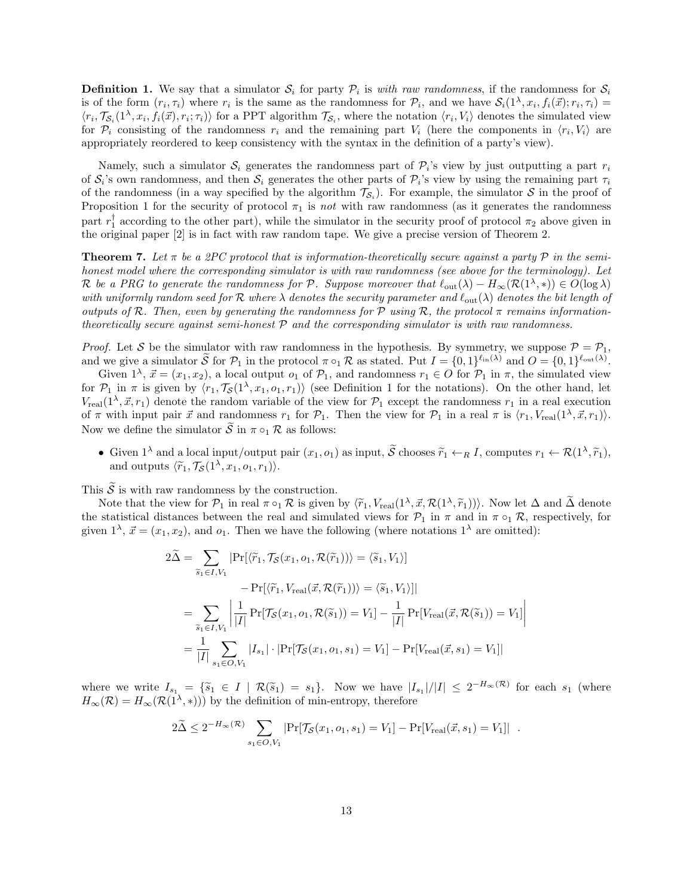**Definition 1.** We say that a simulator $\mathcal{S}_i$ for party $\mathcal{P}_i$ is *with raw randomness*, if the randomness for $\mathcal{S}_i$ is of the form $(r_i, \tau_i)$ where $r_i$ is the same as the randomness for $\mathcal{P}_i$, and we have $\mathcal{S}_i(1^\lambda, x_i, f_i(\vec{x}); r_i, \tau_i) = \langle r_i, \mathcal{T}_{\mathcal{S}_i}(1^\lambda, x_i, f_i(\vec{x}), r_i; \tau_i)\rangle$ for a PPT algorithm $\mathcal{T}_{\mathcal{S}_i}$, where the notation $\langle r_i, V_i\rangle$ denotes the simulated view for $\mathcal{P}_i$ consisting of the randomness $r_i$ and the remaining part $V_i$ (here the components in $\langle r_i, V_i\rangle$ are appropriately reordered to keep consistency with the syntax in the definition of a party's view).

Namely, such a simulator $\mathcal{S}_i$ generates the randomness part of $\mathcal{P}_i$'s view by just outputting a part $r_i$ of $\mathcal{S}_i$'s own randomness, and then $\mathcal{S}_i$ generates the other parts of $\mathcal{P}_i$'s view by using the remaining part $\tau_i$ of the randomness (in a way specified by the algorithm $\mathcal{T}_{\mathcal{S}_i}$). For example, the simulator $\mathcal{S}$ in the proof of Proposition 1 for the security of protocol $\pi_1$ is *not* with raw randomness (as it generates the randomness part $r_1^\dagger$ according to the other part), while the simulator in the security proof of protocol $\pi_2$ above given in the original paper [2] is in fact with raw random tape. We give a precise version of Theorem 2.

**Theorem 7.** *Let $\pi$ be a 2PC protocol that is information-theoretically secure against a party $\mathcal{P}$ in the semi-honest model where the corresponding simulator is with raw randomness (see above for the terminology). Let $\mathcal{R}$ be a PRG to generate the randomness for $\mathcal{P}$. Suppose moreover that $\ell_{\mathrm{out}}(\lambda) - H_\infty(\mathcal{R}(1^\lambda, *)) \in O(\log \lambda)$ with uniformly random seed for $\mathcal{R}$ where $\lambda$ denotes the security parameter and $\ell_{\mathrm{out}}(\lambda)$ denotes the bit length of outputs of $\mathcal{R}$. Then, even by generating the randomness for $\mathcal{P}$ using $\mathcal{R}$, the protocol $\pi$ remains information-theoretically secure against semi-honest $\mathcal{P}$ and the corresponding simulator is with raw randomness.*

*Proof.* Let $\mathcal{S}$ be the simulator with raw randomness in the hypothesis. By symmetry, we suppose $\mathcal{P} = \mathcal{P}_1$, and we give a simulator $\widetilde{\mathcal{S}}$ for $\mathcal{P}_1$ in the protocol $\pi \circ_1 \mathcal{R}$ as stated. Put $I = \{0,1\}^{\ell_{\mathrm{in}}(\lambda)}$ and $O = \{0,1\}^{\ell_{\mathrm{out}}(\lambda)}$.

Given $1^\lambda$, $\vec{x} = (x_1, x_2)$, a local output $o_1$ of $\mathcal{P}_1$, and randomness $r_1 \in O$ for $\mathcal{P}_1$ in $\pi$, the simulated view for $\mathcal{P}_1$ in $\pi$ is given by $\langle r_1, \mathcal{T}_{\mathcal{S}}(1^\lambda, x_1, o_1, r_1)\rangle$ (see Definition 1 for the notations). On the other hand, let $V_{\mathrm{real}}(1^\lambda, \vec{x}, r_1)$ denote the random variable of the view for $\mathcal{P}_1$ except the randomness $r_1$ in a real execution of $\pi$ with input pair $\vec{x}$ and randomness $r_1$ for $\mathcal{P}_1$. Then the view for $\mathcal{P}_1$ in a real $\pi$ is $\langle r_1, V_{\mathrm{real}}(1^\lambda, \vec{x}, r_1)\rangle$. Now we define the simulator $\widetilde{\mathcal{S}}$ in $\pi \circ_1 \mathcal{R}$ as follows:

- Given $1^\lambda$ and a local input/output pair $(x_1, o_1)$ as input, $\widetilde{\mathcal{S}}$ chooses $\widetilde{r}_1 \leftarrow_R I$, computes $r_1 \leftarrow \mathcal{R}(1^\lambda, \widetilde{r}_1)$, and outputs $\langle \widetilde{r}_1, \mathcal{T}_{\mathcal{S}}(1^\lambda, x_1, o_1, r_1)\rangle$.

This $\widetilde{\mathcal{S}}$ is with raw randomness by the construction.

Note that the view for $\mathcal{P}_1$ in real $\pi \circ_1 \mathcal{R}$ is given by $\langle \widetilde{r}_1, V_{\mathrm{real}}(1^\lambda, \vec{x}, \mathcal{R}(1^\lambda, \widetilde{r}_1))\rangle$. Now let $\Delta$ and $\widetilde{\Delta}$ denote the statistical distances between the real and simulated views for $\mathcal{P}_1$ in $\pi$ and in $\pi \circ_1 \mathcal{R}$, respectively, for given $1^\lambda$, $\vec{x} = (x_1, x_2)$, and $o_1$. Then we have the following (where notations $1^\lambda$ are omitted):

$$
\begin{aligned}
2\widetilde{\Delta} &= \sum_{\widetilde{s}_1 \in I, V_1} \big|\Pr[\langle \widetilde{r}_1, \mathcal{T}_{\mathcal{S}}(x_1, o_1, \mathcal{R}(\widetilde{r}_1))\rangle = \langle \widetilde{s}_1, V_1\rangle] \\
&\qquad\qquad - \Pr[\langle \widetilde{r}_1, V_{\mathrm{real}}(\vec{x}, \mathcal{R}(\widetilde{r}_1))\rangle = \langle \widetilde{s}_1, V_1\rangle]\big| \\
&= \sum_{\widetilde{s}_1 \in I, V_1} \left| \frac{1}{|I|} \Pr[\mathcal{T}_{\mathcal{S}}(x_1, o_1, \mathcal{R}(\widetilde{s}_1)) = V_1] - \frac{1}{|I|} \Pr[V_{\mathrm{real}}(\vec{x}, \mathcal{R}(\widetilde{s}_1)) = V_1] \right| \\
&= \frac{1}{|I|} \sum_{s_1 \in O, V_1} |I_{s_1}| \cdot |\Pr[\mathcal{T}_{\mathcal{S}}(x_1, o_1, s_1) = V_1] - \Pr[V_{\mathrm{real}}(\vec{x}, s_1) = V_1]|
\end{aligned}
$$

where we write $I_{s_1} = \{\widetilde{s}_1 \in I \mid \mathcal{R}(\widetilde{s}_1) = s_1\}$. Now we have $|I_{s_1}|/|I| \le 2^{-H_\infty(\mathcal{R})}$ for each $s_1$ (where $H_\infty(\mathcal{R}) = H_\infty(\mathcal{R}(1^\lambda, *))$) by the definition of min-entropy, therefore

$$
2\widetilde{\Delta} \le 2^{-H_\infty(\mathcal{R})} \sum_{s_1 \in O, V_1} |\Pr[\mathcal{T}_{\mathcal{S}}(x_1, o_1, s_1) = V_1] - \Pr[V_{\mathrm{real}}(\vec{x}, s_1) = V_1]| \enspace .
$$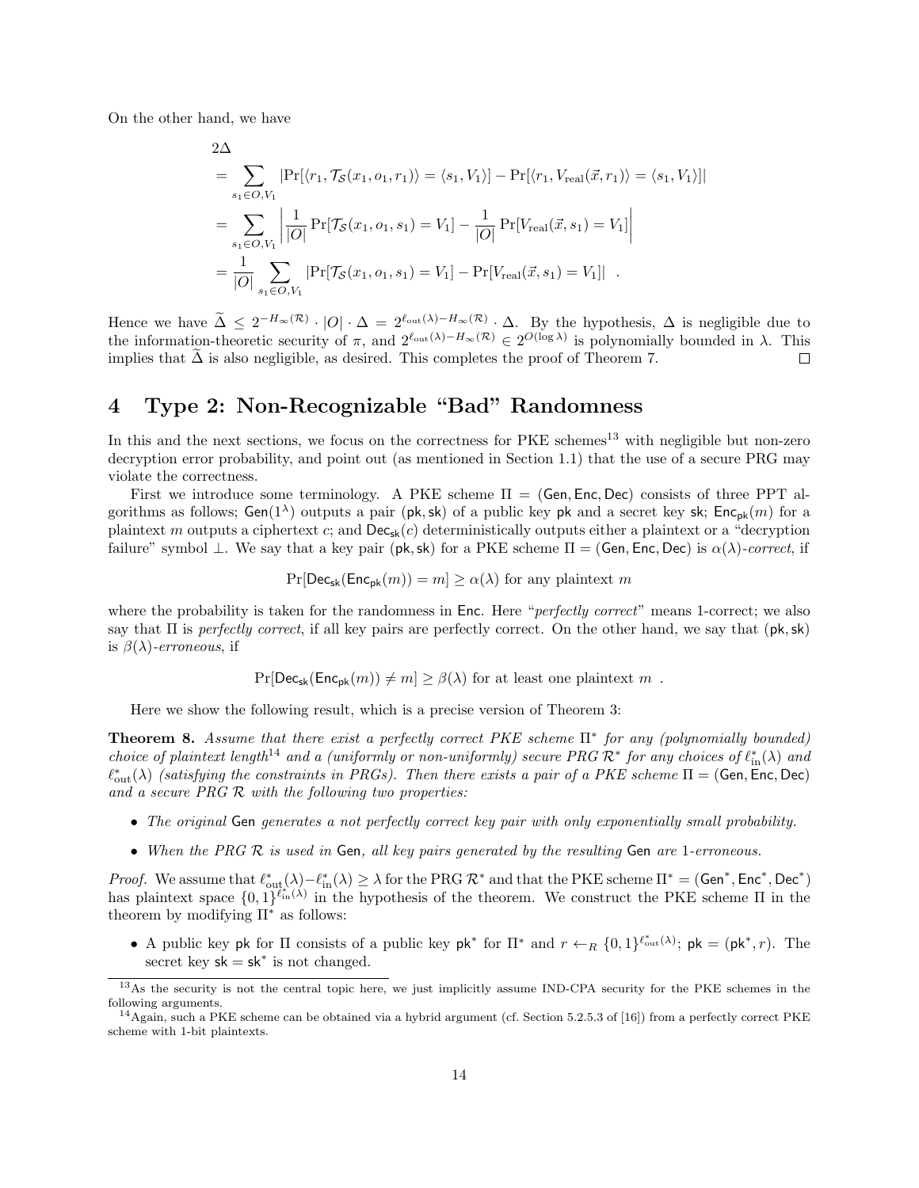On the other hand, we have

$$
\begin{aligned}
&2\Delta \\
&= \sum_{s_1 \in O, V_1} \left|\Pr[\langle r_1, \mathcal{T}_{\mathcal{S}}(x_1, o_1, r_1)\rangle = \langle s_1, V_1\rangle] - \Pr[\langle r_1, V_{\mathrm{real}}(\vec{x}, r_1)\rangle = \langle s_1, V_1\rangle]\right| \\
&= \sum_{s_1 \in O, V_1} \left| \frac{1}{|O|} \Pr[\mathcal{T}_{\mathcal{S}}(x_1, o_1, s_1) = V_1] - \frac{1}{|O|} \Pr[V_{\mathrm{real}}(\vec{x}, s_1) = V_1] \right| \\
&= \frac{1}{|O|} \sum_{s_1 \in O, V_1} \left|\Pr[\mathcal{T}_{\mathcal{S}}(x_1, o_1, s_1) = V_1] - \Pr[V_{\mathrm{real}}(\vec{x}, s_1) = V_1]\right| \enspace .
\end{aligned}
$$

Hence we have $\widetilde{\Delta} \leq 2^{-H_\infty(\mathcal{R})} \cdot |O| \cdot \Delta = 2^{\ell_{\mathrm{out}}(\lambda) - H_\infty(\mathcal{R})} \cdot \Delta$. By the hypothesis, $\Delta$ is negligible due to the information-theoretic security of $\pi$, and $2^{\ell_{\mathrm{out}}(\lambda) - H_\infty(\mathcal{R})} \in 2^{O(\log \lambda)}$ is polynomially bounded in $\lambda$. This implies that $\widetilde{\Delta}$ is also negligible, as desired. This completes the proof of Theorem 7. □

# 4 Type 2: Non-Recognizable "Bad" Randomness

In this and the next sections, we focus on the correctness for PKE schemes[13] with negligible but non-zero decryption error probability, and point out (as mentioned in Section 1.1) that the use of a secure PRG may violate the correctness.

First we introduce some terminology. A PKE scheme $\Pi = (\mathsf{Gen}, \mathsf{Enc}, \mathsf{Dec})$ consists of three PPT algorithms as follows; $\mathsf{Gen}(1^\lambda)$ outputs a pair $(\mathsf{pk}, \mathsf{sk})$ of a public key $\mathsf{pk}$ and a secret key $\mathsf{sk}$; $\mathsf{Enc}_{\mathsf{pk}}(m)$ for a plaintext $m$ outputs a ciphertext $c$; and $\mathsf{Dec}_{\mathsf{sk}}(c)$ deterministically outputs either a plaintext or a "decryption failure" symbol $\perp$. We say that a key pair $(\mathsf{pk}, \mathsf{sk})$ for a PKE scheme $\Pi = (\mathsf{Gen}, \mathsf{Enc}, \mathsf{Dec})$ is $\alpha(\lambda)$-*correct*, if

$$\Pr[\mathsf{Dec}_{\mathsf{sk}}(\mathsf{Enc}_{\mathsf{pk}}(m)) = m] \geq \alpha(\lambda) \text{ for any plaintext } m$$

where the probability is taken for the randomness in $\mathsf{Enc}$. Here "*perfectly correct*" means 1-correct; we also say that $\Pi$ is *perfectly correct*, if all key pairs are perfectly correct. On the other hand, we say that $(\mathsf{pk}, \mathsf{sk})$ is $\beta(\lambda)$-*erroneous*, if

$$\Pr[\mathsf{Dec}_{\mathsf{sk}}(\mathsf{Enc}_{\mathsf{pk}}(m)) \neq m] \geq \beta(\lambda) \text{ for at least one plaintext } m \enspace .$$

Here we show the following result, which is a precise version of Theorem 3:

**Theorem 8.** *Assume that there exist a perfectly correct PKE scheme $\Pi^*$ for any (polynomially bounded) choice of plaintext length*[14] *and a (uniformly or non-uniformly) secure PRG $\mathcal{R}^*$ for any choices of $\ell^*_{\mathrm{in}}(\lambda)$ and $\ell^*_{\mathrm{out}}(\lambda)$ (satisfying the constraints in PRGs). Then there exists a pair of a PKE scheme $\Pi = (\mathsf{Gen}, \mathsf{Enc}, \mathsf{Dec})$ and a secure PRG $\mathcal{R}$ with the following two properties:*

- *The original $\mathsf{Gen}$ generates a not perfectly correct key pair with only exponentially small probability.*
- *When the PRG $\mathcal{R}$ is used in $\mathsf{Gen}$, all key pairs generated by the resulting $\mathsf{Gen}$ are 1-erroneous.*

*Proof.* We assume that $\ell^*_{\mathrm{out}}(\lambda) - \ell^*_{\mathrm{in}}(\lambda) \geq \lambda$ for the PRG $\mathcal{R}^*$ and that the PKE scheme $\Pi^* = (\mathsf{Gen}^*, \mathsf{Enc}^*, \mathsf{Dec}^*)$ has plaintext space $\{0,1\}^{\ell^*_{\mathrm{in}}(\lambda)}$ in the hypothesis of the theorem. We construct the PKE scheme $\Pi$ in the theorem by modifying $\Pi^*$ as follows:

- A public key $\mathsf{pk}$ for $\Pi$ consists of a public key $\mathsf{pk}^*$ for $\Pi^*$ and $r \leftarrow_R \{0,1\}^{\ell^*_{\mathrm{out}}(\lambda)}$; $\mathsf{pk} = (\mathsf{pk}^*, r)$. The secret key $\mathsf{sk} = \mathsf{sk}^*$ is not changed.

[13] As the security is not the central topic here, we just implicitly assume IND-CPA security for the PKE schemes in the following arguments.

[14] Again, such a PKE scheme can be obtained via a hybrid argument (cf. Section 5.2.5.3 of [16]) from a perfectly correct PKE scheme with 1-bit plaintexts.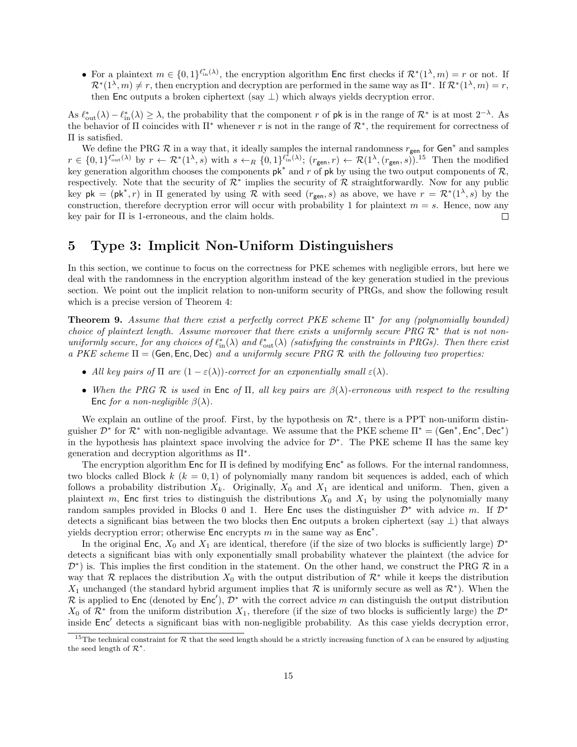- For a plaintext $m \in \{0,1\}^{\ell^*_{\mathrm{in}}(\lambda)}$, the encryption algorithm $\mathsf{Enc}$ first checks if $\mathcal{R}^*(1^\lambda, m) = r$ or not. If $\mathcal{R}^*(1^\lambda, m) \neq r$, then encryption and decryption are performed in the same way as $\Pi^*$. If $\mathcal{R}^*(1^\lambda, m) = r$, then $\mathsf{Enc}$ outputs a broken ciphertext (say $\perp$) which always yields decryption error.

As $\ell^*_{\mathrm{out}}(\lambda) - \ell^*_{\mathrm{in}}(\lambda) \geq \lambda$, the probability that the component $r$ of $\mathsf{pk}$ is in the range of $\mathcal{R}^*$ is at most $2^{-\lambda}$. As the behavior of $\Pi$ coincides with $\Pi^*$ whenever $r$ is not in the range of $\mathcal{R}^*$, the requirement for correctness of $\Pi$ is satisfied.

We define the PRG $\mathcal{R}$ in a way that, it ideally samples the internal randomness $r_{\mathsf{gen}}$ for $\mathsf{Gen}^*$ and samples $r \in \{0,1\}^{\ell^*_{\mathrm{out}}(\lambda)}$ by $r \leftarrow \mathcal{R}^*(1^\lambda, s)$ with $s \leftarrow_R \{0,1\}^{\ell^*_{\mathrm{in}}(\lambda)}$; $(r_{\mathsf{gen}}, r) \leftarrow \mathcal{R}(1^\lambda, (r_{\mathsf{gen}}, s))$.[15] Then the modified key generation algorithm chooses the components $\mathsf{pk}^*$ and $r$ of $\mathsf{pk}$ by using the two output components of $\mathcal{R}$, respectively. Note that the security of $\mathcal{R}^*$ implies the security of $\mathcal{R}$ straightforwardly. Now for any public key $\mathsf{pk} = (\mathsf{pk}^*, r)$ in $\Pi$ generated by using $\mathcal{R}$ with seed $(r_{\mathsf{gen}}, s)$ as above, we have $r = \mathcal{R}^*(1^\lambda, s)$ by the construction, therefore decryption error will occur with probability 1 for plaintext $m = s$. Hence, now any key pair for $\Pi$ is 1-erroneous, and the claim holds. $\square$

# 5 Type 3: Implicit Non-Uniform Distinguishers

In this section, we continue to focus on the correctness for PKE schemes with negligible errors, but here we deal with the randomness in the encryption algorithm instead of the key generation studied in the previous section. We point out the implicit relation to non-uniform security of PRGs, and show the following result which is a precise version of Theorem 4:

**Theorem 9.** *Assume that there exist a perfectly correct PKE scheme $\Pi^*$ for any (polynomially bounded) choice of plaintext length. Assume moreover that there exists a uniformly secure PRG $\mathcal{R}^*$ that is not non-uniformly secure, for any choices of $\ell^*_{\mathrm{in}}(\lambda)$ and $\ell^*_{\mathrm{out}}(\lambda)$ (satisfying the constraints in PRGs). Then there exist a PKE scheme $\Pi = (\mathsf{Gen}, \mathsf{Enc}, \mathsf{Dec})$ and a uniformly secure PRG $\mathcal{R}$ with the following two properties:*

- *All key pairs of $\Pi$ are $(1 - \varepsilon(\lambda))$-correct for an exponentially small $\varepsilon(\lambda)$.*
- *When the PRG $\mathcal{R}$ is used in $\mathsf{Enc}$ of $\Pi$, all key pairs are $\beta(\lambda)$-erroneous with respect to the resulting $\mathsf{Enc}$ for a non-negligible $\beta(\lambda)$.*

We explain an outline of the proof. First, by the hypothesis on $\mathcal{R}^*$, there is a PPT non-uniform distinguisher $\mathcal{D}^*$ for $\mathcal{R}^*$ with non-negligible advantage. We assume that the PKE scheme $\Pi^* = (\mathsf{Gen}^*, \mathsf{Enc}^*, \mathsf{Dec}^*)$ in the hypothesis has plaintext space involving the advice for $\mathcal{D}^*$. The PKE scheme $\Pi$ has the same key generation and decryption algorithms as $\Pi^*$.

The encryption algorithm $\mathsf{Enc}$ for $\Pi$ is defined by modifying $\mathsf{Enc}^*$ as follows. For the internal randomness, two blocks called Block $k$ ($k = 0, 1$) of polynomially many random bit sequences is added, each of which follows a probability distribution $X_k$. Originally, $X_0$ and $X_1$ are identical and uniform. Then, given a plaintext $m$, $\mathsf{Enc}$ first tries to distinguish the distributions $X_0$ and $X_1$ by using the polynomially many random samples provided in Blocks 0 and 1. Here $\mathsf{Enc}$ uses the distinguisher $\mathcal{D}^*$ with advice $m$. If $\mathcal{D}^*$ detects a significant bias between the two blocks then $\mathsf{Enc}$ outputs a broken ciphertext (say $\perp$) that always yields decryption error; otherwise $\mathsf{Enc}$ encrypts $m$ in the same way as $\mathsf{Enc}^*$.

In the original $\mathsf{Enc}$, $X_0$ and $X_1$ are identical, therefore (if the size of two blocks is sufficiently large) $\mathcal{D}^*$ detects a significant bias with only exponentially small probability whatever the plaintext (the advice for $\mathcal{D}^*$) is. This implies the first condition in the statement. On the other hand, we construct the PRG $\mathcal{R}$ in a way that $\mathcal{R}$ replaces the distribution $X_0$ with the output distribution of $\mathcal{R}^*$ while it keeps the distribution $X_1$ unchanged (the standard hybrid argument implies that $\mathcal{R}$ is uniformly secure as well as $\mathcal{R}^*$). When the $\mathcal{R}$ is applied to $\mathsf{Enc}$ (denoted by $\mathsf{Enc}'$), $\mathcal{D}^*$ with the correct advice $m$ can distinguish the output distribution $X_0$ of $\mathcal{R}^*$ from the uniform distribution $X_1$, therefore (if the size of two blocks is sufficiently large) the $\mathcal{D}^*$ inside $\mathsf{Enc}'$ detects a significant bias with non-negligible probability. As this case yields decryption error,

[15] The technical constraint for $\mathcal{R}$ that the seed length should be a strictly increasing function of $\lambda$ can be ensured by adjusting the seed length of $\mathcal{R}^*$.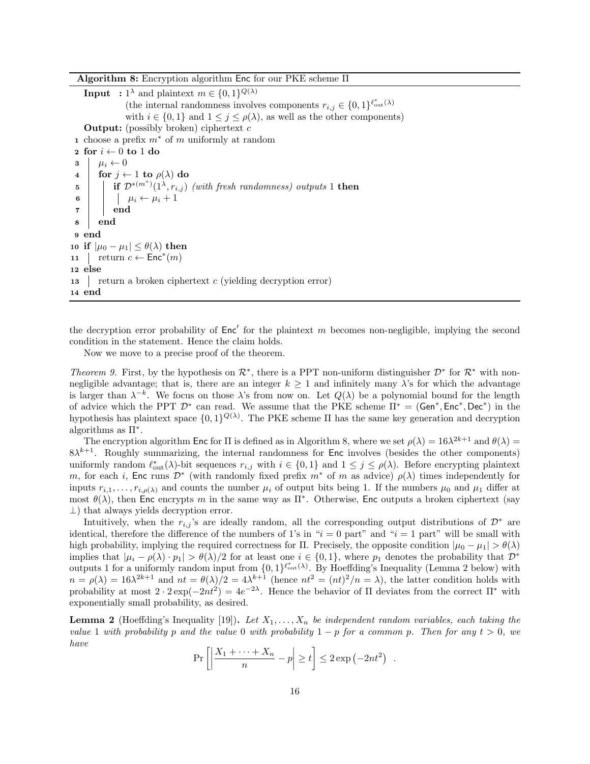**Algorithm 8:** Encryption algorithm $\mathsf{Enc}$ for our PKE scheme $\Pi$

```
Input  : 1^λ and plaintext m ∈ {0,1}^{Q(λ)}
         (the internal randomness involves components r_{i,j} ∈ {0,1}^{ℓ*_out(λ)}
         with i ∈ {0,1} and 1 ≤ j ≤ ρ(λ), as well as the other components)
Output: (possibly broken) ciphertext c
1  choose a prefix m* of m uniformly at random
2  for i ← 0 to 1 do
3  |  μ_i ← 0
4  |  for j ← 1 to ρ(λ) do
5  |  |  if D*^{(m*)}(1^λ, r_{i,j}) (with fresh randomness) outputs 1 then
6  |  |  |  μ_i ← μ_i + 1
7  |  |  end
8  |  end
9  end
10 if |μ_0 − μ_1| ≤ θ(λ) then
11 |  return c ← Enc*(m)
12 else
13 |  return a broken ciphertext c (yielding decryption error)
14 end
```

the decryption error probability of $\mathsf{Enc}'$ for the plaintext $m$ becomes non-negligible, implying the second condition in the statement. Hence the claim holds.

Now we move to a precise proof of the theorem.

*Theorem 9.* First, by the hypothesis on $\mathcal{R}^*$, there is a PPT non-uniform distinguisher $\mathcal{D}^*$ for $\mathcal{R}^*$ with non-negligible advantage; that is, there are an integer $k \geq 1$ and infinitely many $\lambda$'s for which the advantage is larger than $\lambda^{-k}$. We focus on those $\lambda$'s from now on. Let $Q(\lambda)$ be a polynomial bound for the length of advice which the PPT $\mathcal{D}^*$ can read. We assume that the PKE scheme $\Pi^* = (\mathsf{Gen}^*, \mathsf{Enc}^*, \mathsf{Dec}^*)$ in the hypothesis has plaintext space $\{0,1\}^{Q(\lambda)}$. The PKE scheme $\Pi$ has the same key generation and decryption algorithms as $\Pi^*$.

The encryption algorithm $\mathsf{Enc}$ for $\Pi$ is defined as in Algorithm 8, where we set $\rho(\lambda) = 16\lambda^{2k+1}$ and $\theta(\lambda) = 8\lambda^{k+1}$. Roughly summarizing, the internal randomness for $\mathsf{Enc}$ involves (besides the other components) uniformly random $\ell^*_{\mathrm{out}}(\lambda)$-bit sequences $r_{i,j}$ with $i \in \{0,1\}$ and $1 \leq j \leq \rho(\lambda)$. Before encrypting plaintext $m$, for each $i$, $\mathsf{Enc}$ runs $\mathcal{D}^*$ (with randomly fixed prefix $m^*$ of $m$ as advice) $\rho(\lambda)$ times independently for inputs $r_{i,1}, \dots, r_{i,\rho(\lambda)}$ and counts the number $\mu_i$ of output bits being 1. If the numbers $\mu_0$ and $\mu_1$ differ at most $\theta(\lambda)$, then $\mathsf{Enc}$ encrypts $m$ in the same way as $\Pi^*$. Otherwise, $\mathsf{Enc}$ outputs a broken ciphertext (say $\perp$) that always yields decryption error.

Intuitively, when the $r_{i,j}$'s are ideally random, all the corresponding output distributions of $\mathcal{D}^*$ are identical, therefore the difference of the numbers of 1's in "$i = 0$ part" and "$i = 1$ part" will be small with high probability, implying the required correctness for $\Pi$. Precisely, the opposite condition $|\mu_0 - \mu_1| > \theta(\lambda)$ implies that $|\mu_i - \rho(\lambda) \cdot p_1| > \theta(\lambda)/2$ for at least one $i \in \{0,1\}$, where $p_1$ denotes the probability that $\mathcal{D}^*$ outputs 1 for a uniformly random input from $\{0,1\}^{\ell^*_{\mathrm{out}}(\lambda)}$. By Hoeffding's Inequality (Lemma 2 below) with $n = \rho(\lambda) = 16\lambda^{2k+1}$ and $nt = \theta(\lambda)/2 = 4\lambda^{k+1}$ (hence $nt^2 = (nt)^2/n = \lambda$), the latter condition holds with probability at most $2 \cdot 2\exp(-2nt^2) = 4e^{-2\lambda}$. Hence the behavior of $\Pi$ deviates from the correct $\Pi^*$ with exponentially small probability, as desired.

**Lemma 2** (Hoeffding's Inequality [19]). *Let $X_1, \dots, X_n$ be independent random variables, each taking the value 1 with probability $p$ and the value 0 with probability $1 - p$ for a common $p$. Then for any $t > 0$, we have*

$$\Pr\left[\left|\frac{X_1 + \cdots + X_n}{n} - p\right| \geq t\right] \leq 2\exp\left(-2nt^2\right) \enspace .$$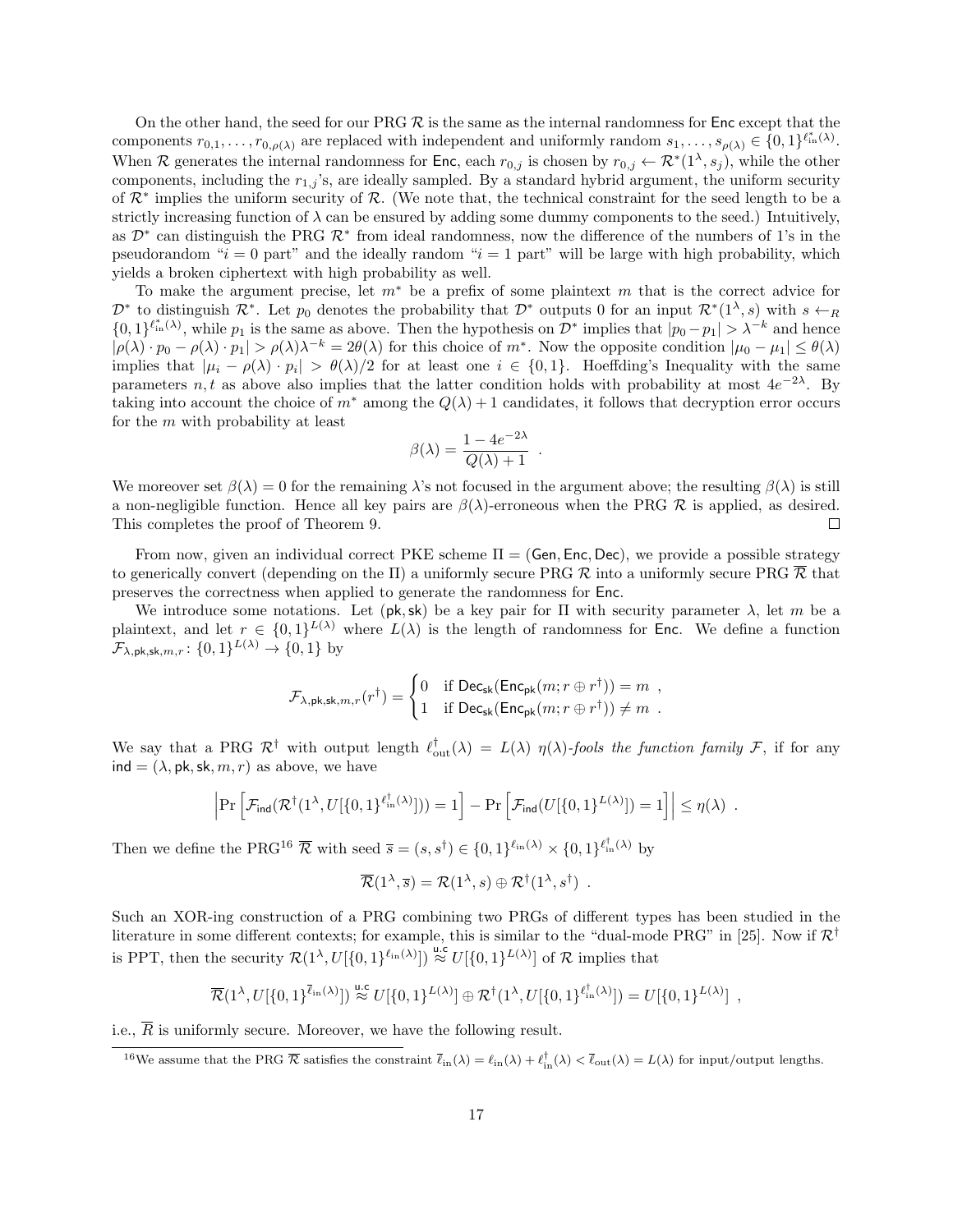On the other hand, the seed for our PRG $\mathcal{R}$ is the same as the internal randomness for $\mathsf{Enc}$ except that the components $r_{0,1}, \dots, r_{0,\rho(\lambda)}$ are replaced with independent and uniformly random $s_1, \dots, s_{\rho(\lambda)} \in \{0,1\}^{\ell^*_{\mathrm{in}}(\lambda)}$. When $\mathcal{R}$ generates the internal randomness for $\mathsf{Enc}$, each $r_{0,j}$ is chosen by $r_{0,j} \leftarrow \mathcal{R}^*(1^\lambda, s_j)$, while the other components, including the $r_{1,j}$'s, are ideally sampled. By a standard hybrid argument, the uniform security of $\mathcal{R}^*$ implies the uniform security of $\mathcal{R}$. (We note that, the technical constraint for the seed length to be a strictly increasing function of $\lambda$ can be ensured by adding some dummy components to the seed.) Intuitively, as $\mathcal{D}^*$ can distinguish the PRG $\mathcal{R}^*$ from ideal randomness, now the difference of the numbers of 1's in the pseudorandom "$i = 0$ part" and the ideally random "$i = 1$ part" will be large with high probability, which yields a broken ciphertext with high probability as well.

To make the argument precise, let $m^*$ be a prefix of some plaintext $m$ that is the correct advice for $\mathcal{D}^*$ to distinguish $\mathcal{R}^*$. Let $p_0$ denotes the probability that $\mathcal{D}^*$ outputs 0 for an input $\mathcal{R}^*(1^\lambda, s)$ with $s \leftarrow_R \{0,1\}^{\ell^*_{\mathrm{in}}(\lambda)}$, while $p_1$ is the same as above. Then the hypothesis on $\mathcal{D}^*$ implies that $|p_0 - p_1| > \lambda^{-k}$ and hence $|\rho(\lambda) \cdot p_0 - \rho(\lambda) \cdot p_1| > \rho(\lambda)\lambda^{-k} = 2\theta(\lambda)$ for this choice of $m^*$. Now the opposite condition $|\mu_0 - \mu_1| \leq \theta(\lambda)$ implies that $|\mu_i - \rho(\lambda) \cdot p_i| > \theta(\lambda)/2$ for at least one $i \in \{0,1\}$. Hoeffding's Inequality with the same parameters $n, t$ as above also implies that the latter condition holds with probability at most $4e^{-2\lambda}$. By taking into account the choice of $m^*$ among the $Q(\lambda) + 1$ candidates, it follows that decryption error occurs for the $m$ with probability at least

$$\beta(\lambda) = \frac{1 - 4e^{-2\lambda}}{Q(\lambda) + 1} \enspace .$$

We moreover set $\beta(\lambda) = 0$ for the remaining $\lambda$'s not focused in the argument above; the resulting $\beta(\lambda)$ is still a non-negligible function. Hence all key pairs are $\beta(\lambda)$-erroneous when the PRG $\mathcal{R}$ is applied, as desired. This completes the proof of Theorem 9. $\square$

From now, given an individual correct PKE scheme $\Pi = (\mathsf{Gen}, \mathsf{Enc}, \mathsf{Dec})$, we provide a possible strategy to generically convert (depending on the $\Pi$) a uniformly secure PRG $\mathcal{R}$ into a uniformly secure PRG $\overline{\mathcal{R}}$ that preserves the correctness when applied to generate the randomness for $\mathsf{Enc}$.

We introduce some notations. Let $(\mathsf{pk}, \mathsf{sk})$ be a key pair for $\Pi$ with security parameter $\lambda$, let $m$ be a plaintext, and let $r \in \{0,1\}^{L(\lambda)}$ where $L(\lambda)$ is the length of randomness for $\mathsf{Enc}$. We define a function $\mathcal{F}_{\lambda,\mathsf{pk},\mathsf{sk},m,r} \colon \{0,1\}^{L(\lambda)} \to \{0,1\}$ by

$$\mathcal{F}_{\lambda,\mathsf{pk},\mathsf{sk},m,r}(r^\dagger) = \begin{cases} 0 & \text{if } \mathsf{Dec}_{\mathsf{sk}}(\mathsf{Enc}_{\mathsf{pk}}(m; r \oplus r^\dagger)) = m \enspace , \\ 1 & \text{if } \mathsf{Dec}_{\mathsf{sk}}(\mathsf{Enc}_{\mathsf{pk}}(m; r \oplus r^\dagger)) \neq m \enspace . \end{cases}$$

We say that a PRG $\mathcal{R}^\dagger$ with output length $\ell^\dagger_{\mathrm{out}}(\lambda) = L(\lambda)$ *$\eta(\lambda)$-fools the function family $\mathcal{F}$*, if for any $\mathsf{ind} = (\lambda, \mathsf{pk}, \mathsf{sk}, m, r)$ as above, we have

$$\left| \Pr\left[ \mathcal{F}_{\mathsf{ind}}(\mathcal{R}^\dagger(1^\lambda, U[\{0,1\}^{\ell^\dagger_{\mathrm{in}}(\lambda)}])) = 1 \right] - \Pr\left[ \mathcal{F}_{\mathsf{ind}}(U[\{0,1\}^{L(\lambda)}]) = 1 \right] \right| \leq \eta(\lambda) \enspace .$$

Then we define the PRG[16] $\overline{\mathcal{R}}$ with seed $\overline{s} = (s, s^\dagger) \in \{0,1\}^{\ell_{\mathrm{in}}(\lambda)} \times \{0,1\}^{\ell^\dagger_{\mathrm{in}}(\lambda)}$ by

$$\overline{\mathcal{R}}(1^\lambda, \overline{s}) = \mathcal{R}(1^\lambda, s) \oplus \mathcal{R}^\dagger(1^\lambda, s^\dagger) \enspace .$$

Such an XOR-ing construction of a PRG combining two PRGs of different types has been studied in the literature in some different contexts; for example, this is similar to the "dual-mode PRG" in [25]. Now if $\mathcal{R}^\dagger$ is PPT, then the security $\mathcal{R}(1^\lambda, U[\{0,1\}^{\ell_{\mathrm{in}}(\lambda)}]) \overset{\mathsf{u.c}}{\approx} U[\{0,1\}^{L(\lambda)}]$ of $\mathcal{R}$ implies that

$$\overline{\mathcal{R}}(1^\lambda, U[\{0,1\}^{\overline{\ell}_{\mathrm{in}}(\lambda)}]) \overset{\mathsf{u.c}}{\approx} U[\{0,1\}^{L(\lambda)}] \oplus \mathcal{R}^\dagger(1^\lambda, U[\{0,1\}^{\ell^\dagger_{\mathrm{in}}(\lambda)}]) = U[\{0,1\}^{L(\lambda)}] \enspace ,$$

i.e., $\overline{R}$ is uniformly secure. Moreover, we have the following result.

[16] We assume that the PRG $\overline{\mathcal{R}}$ satisfies the constraint $\overline{\ell}_{\mathrm{in}}(\lambda) = \ell_{\mathrm{in}}(\lambda) + \ell^\dagger_{\mathrm{in}}(\lambda) < \overline{\ell}_{\mathrm{out}}(\lambda) = L(\lambda)$ for input/output lengths.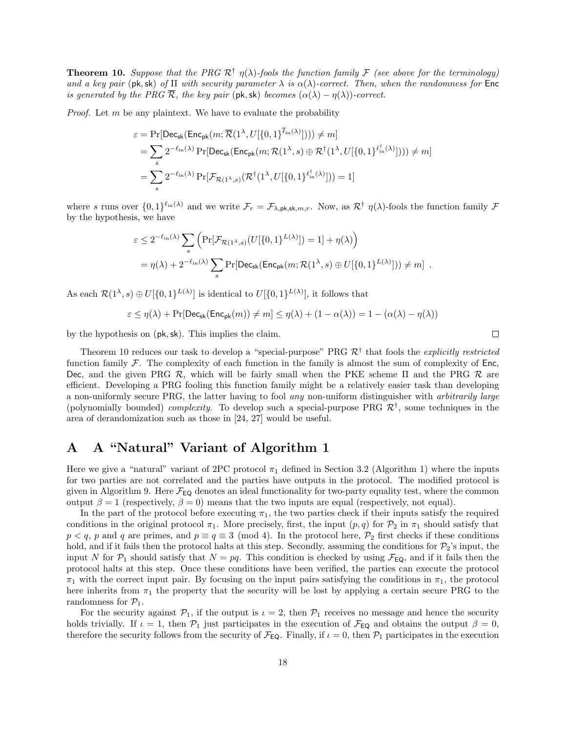**Theorem 10.** *Suppose that the PRG $\mathcal{R}^\dagger$ $\eta(\lambda)$-fools the function family $\mathcal{F}$ (see above for the terminology) and a key pair $(\mathsf{pk}, \mathsf{sk})$ of $\Pi$ with security parameter $\lambda$ is $\alpha(\lambda)$-correct. Then, when the randomness for $\mathsf{Enc}$ is generated by the PRG $\overline{\mathcal{R}}$, the key pair $(\mathsf{pk}, \mathsf{sk})$ becomes $(\alpha(\lambda) - \eta(\lambda))$-correct.*

*Proof.* Let $m$ be any plaintext. We have to evaluate the probability

$$
\begin{aligned}
\varepsilon &= \Pr[\mathsf{Dec}_{\mathsf{sk}}(\mathsf{Enc}_{\mathsf{pk}}(m; \overline{\mathcal{R}}(1^\lambda, U[\{0,1\}^{\overline{\ell}_{\mathrm{in}}(\lambda)}]))) \neq m] \\
&= \sum_s 2^{-\ell_{\mathrm{in}}(\lambda)} \Pr[\mathsf{Dec}_{\mathsf{sk}}(\mathsf{Enc}_{\mathsf{pk}}(m; \mathcal{R}(1^\lambda, s) \oplus \mathcal{R}^\dagger(1^\lambda, U[\{0,1\}^{\ell^\dagger_{\mathrm{in}}(\lambda)}]))) \neq m] \\
&= \sum_s 2^{-\ell_{\mathrm{in}}(\lambda)} \Pr[\mathcal{F}_{\mathcal{R}(1^\lambda, s)}(\mathcal{R}^\dagger(1^\lambda, U[\{0,1\}^{\ell^\dagger_{\mathrm{in}}(\lambda)}])) = 1]
\end{aligned}
$$

where $s$ runs over $\{0,1\}^{\ell_{\mathrm{in}}(\lambda)}$ and we write $\mathcal{F}_r = \mathcal{F}_{\lambda, \mathsf{pk}, \mathsf{sk}, m, r}$. Now, as $\mathcal{R}^\dagger$ $\eta(\lambda)$-fools the function family $\mathcal{F}$ by the hypothesis, we have

$$
\begin{aligned}
\varepsilon &\leq 2^{-\ell_{\mathrm{in}}(\lambda)} \sum_s \Big( \Pr[\mathcal{F}_{\mathcal{R}(1^\lambda, s)}(U[\{0,1\}^{L(\lambda)}]) = 1] + \eta(\lambda) \Big) \\
&= \eta(\lambda) + 2^{-\ell_{\mathrm{in}}(\lambda)} \sum_s \Pr[\mathsf{Dec}_{\mathsf{sk}}(\mathsf{Enc}_{\mathsf{pk}}(m; \mathcal{R}(1^\lambda, s) \oplus U[\{0,1\}^{L(\lambda)}])) \neq m] \enspace .
\end{aligned}
$$

As each $\mathcal{R}(1^\lambda, s) \oplus U[\{0,1\}^{L(\lambda)}]$ is identical to $U[\{0,1\}^{L(\lambda)}]$, it follows that

$$
\varepsilon \leq \eta(\lambda) + \Pr[\mathsf{Dec}_{\mathsf{sk}}(\mathsf{Enc}_{\mathsf{pk}}(m)) \neq m] \leq \eta(\lambda) + (1 - \alpha(\lambda)) = 1 - (\alpha(\lambda) - \eta(\lambda))
$$

by the hypothesis on $(\mathsf{pk}, \mathsf{sk})$. This implies the claim. □

Theorem 10 reduces our task to develop a "special-purpose" PRG $\mathcal{R}^\dagger$ that fools the *explicitly restricted* function family $\mathcal{F}$. The complexity of each function in the family is almost the sum of complexity of $\mathsf{Enc}$, $\mathsf{Dec}$, and the given PRG $\mathcal{R}$, which will be fairly small when the PKE scheme $\Pi$ and the PRG $\mathcal{R}$ are efficient. Developing a PRG fooling this function family might be a relatively easier task than developing a non-uniformly secure PRG, the latter having to fool *any* non-uniform distinguisher with *arbitrarily large* (polynomially bounded) *complexity*. To develop such a special-purpose PRG $\mathcal{R}^\dagger$, some techniques in the area of derandomization such as those in [24, 27] would be useful.

# A A "Natural" Variant of Algorithm 1

Here we give a "natural" variant of 2PC protocol $\pi_1$ defined in Section 3.2 (Algorithm 1) where the inputs for two parties are not correlated and the parties have outputs in the protocol. The modified protocol is given in Algorithm 9. Here $\mathcal{F}_{\mathsf{EQ}}$ denotes an ideal functionality for two-party equality test, where the common output $\beta = 1$ (respectively, $\beta = 0$) means that the two inputs are equal (respectively, not equal).

In the part of the protocol before executing $\pi_1$, the two parties check if their inputs satisfy the required conditions in the original protocol $\pi_1$. More precisely, first, the input $(p, q)$ for $\mathcal{P}_2$ in $\pi_1$ should satisfy that $p < q$, $p$ and $q$ are primes, and $p \equiv q \equiv 3 \pmod 4$. In the protocol here, $\mathcal{P}_2$ first checks if these conditions hold, and if it fails then the protocol halts at this step. Secondly, assuming the conditions for $\mathcal{P}_2$'s input, the input $N$ for $\mathcal{P}_1$ should satisfy that $N = pq$. This condition is checked by using $\mathcal{F}_{\mathsf{EQ}}$, and if it fails then the protocol halts at this step. Once these conditions have been verified, the parties can execute the protocol $\pi_1$ with the correct input pair. By focusing on the input pairs satisfying the conditions in $\pi_1$, the protocol here inherits from $\pi_1$ the property that the security will be lost by applying a certain secure PRG to the randomness for $\mathcal{P}_1$.

For the security against $\mathcal{P}_1$, if the output is $\iota = 2$, then $\mathcal{P}_1$ receives no message and hence the security holds trivially. If $\iota = 1$, then $\mathcal{P}_1$ just participates in the execution of $\mathcal{F}_{\mathsf{EQ}}$ and obtains the output $\beta = 0$, therefore the security follows from the security of $\mathcal{F}_{\mathsf{EQ}}$. Finally, if $\iota = 0$, then $\mathcal{P}_1$ participates in the execution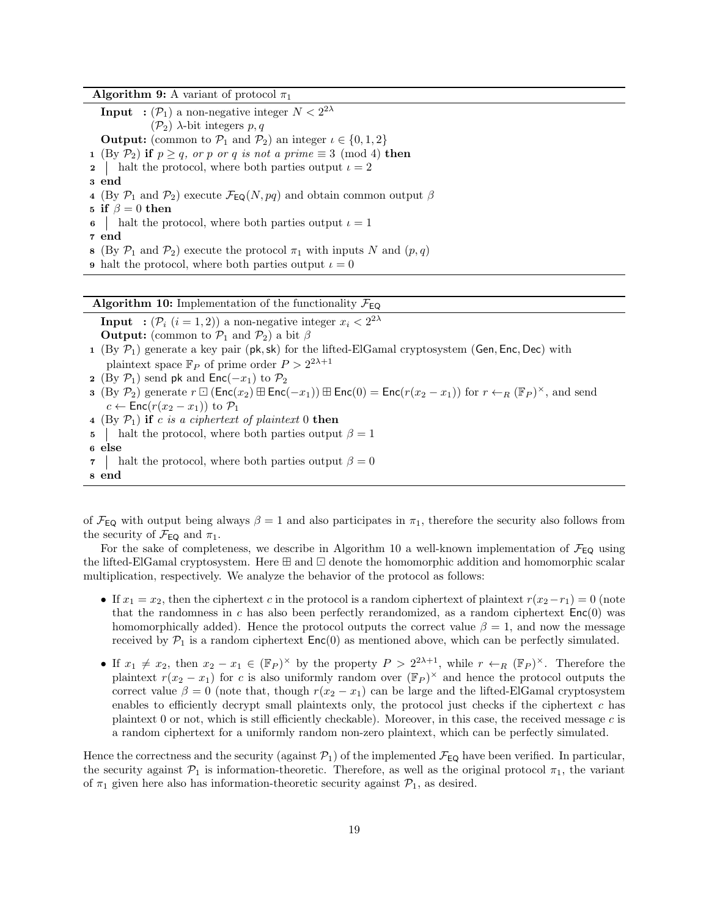**Algorithm 9:** A variant of protocol $\pi_1$

**Input :** ($\mathcal{P}_1$) a non-negative integer $N < 2^{2\lambda}$
($\mathcal{P}_2$) $\lambda$-bit integers $p, q$

**Output:** (common to $\mathcal{P}_1$ and $\mathcal{P}_2$) an integer $\iota \in \{0, 1, 2\}$

1 (By $\mathcal{P}_2$) **if** *$p \geq q$, or $p$ or $q$ is not a prime $\equiv 3 \pmod 4$* **then**
2 &nbsp;&nbsp;| halt the protocol, where both parties output $\iota = 2$
3 **end**
4 (By $\mathcal{P}_1$ and $\mathcal{P}_2$) execute $\mathcal{F}_{\mathsf{EQ}}(N, pq)$ and obtain common output $\beta$
5 **if** $\beta = 0$ **then**
6 &nbsp;&nbsp;| halt the protocol, where both parties output $\iota = 1$
7 **end**
8 (By $\mathcal{P}_1$ and $\mathcal{P}_2$) execute the protocol $\pi_1$ with inputs $N$ and $(p, q)$
9 halt the protocol, where both parties output $\iota = 0$

**Algorithm 10:** Implementation of the functionality $\mathcal{F}_{\mathsf{EQ}}$

**Input :** ($\mathcal{P}_i$ $(i = 1, 2)$) a non-negative integer $x_i < 2^{2\lambda}$

**Output:** (common to $\mathcal{P}_1$ and $\mathcal{P}_2$) a bit $\beta$

1 (By $\mathcal{P}_1$) generate a key pair $(\mathsf{pk}, \mathsf{sk})$ for the lifted-ElGamal cryptosystem $(\mathsf{Gen}, \mathsf{Enc}, \mathsf{Dec})$ with plaintext space $\mathbb{F}_P$ of prime order $P > 2^{2\lambda+1}$
2 (By $\mathcal{P}_1$) send $\mathsf{pk}$ and $\mathsf{Enc}(-x_1)$ to $\mathcal{P}_2$
3 (By $\mathcal{P}_2$) generate $r \boxdot (\mathsf{Enc}(x_2) \boxplus \mathsf{Enc}(-x_1)) \boxplus \mathsf{Enc}(0) = \mathsf{Enc}(r(x_2 - x_1))$ for $r \leftarrow_R (\mathbb{F}_P)^\times$, and send $c \leftarrow \mathsf{Enc}(r(x_2 - x_1))$ to $\mathcal{P}_1$
4 (By $\mathcal{P}_1$) **if** *$c$ is a ciphertext of plaintext $0$* **then**
5 &nbsp;&nbsp;| halt the protocol, where both parties output $\beta = 1$
6 **else**
7 &nbsp;&nbsp;| halt the protocol, where both parties output $\beta = 0$
8 **end**

of $\mathcal{F}_{\mathsf{EQ}}$ with output being always $\beta = 1$ and also participates in $\pi_1$, therefore the security also follows from the security of $\mathcal{F}_{\mathsf{EQ}}$ and $\pi_1$.

For the sake of completeness, we describe in Algorithm 10 a well-known implementation of $\mathcal{F}_{\mathsf{EQ}}$ using the lifted-ElGamal cryptosystem. Here $\boxplus$ and $\boxdot$ denote the homomorphic addition and homomorphic scalar multiplication, respectively. We analyze the behavior of the protocol as follows:

- If $x_1 = x_2$, then the ciphertext $c$ in the protocol is a random ciphertext of plaintext $r(x_2 - r_1) = 0$ (note that the randomness in $c$ has also been perfectly rerandomized, as a random ciphertext $\mathsf{Enc}(0)$ was homomorphically added). Hence the protocol outputs the correct value $\beta = 1$, and now the message received by $\mathcal{P}_1$ is a random ciphertext $\mathsf{Enc}(0)$ as mentioned above, which can be perfectly simulated.
- If $x_1 \neq x_2$, then $x_2 - x_1 \in (\mathbb{F}_P)^\times$ by the property $P > 2^{2\lambda+1}$, while $r \leftarrow_R (\mathbb{F}_P)^\times$. Therefore the plaintext $r(x_2 - x_1)$ for $c$ is also uniformly random over $(\mathbb{F}_P)^\times$ and hence the protocol outputs the correct value $\beta = 0$ (note that, though $r(x_2 - x_1)$ can be large and the lifted-ElGamal cryptosystem enables to efficiently decrypt small plaintexts only, the protocol just checks if the ciphertext $c$ has plaintext $0$ or not, which is still efficiently checkable). Moreover, in this case, the received message $c$ is a random ciphertext for a uniformly random non-zero plaintext, which can be perfectly simulated.

Hence the correctness and the security (against $\mathcal{P}_1$) of the implemented $\mathcal{F}_{\mathsf{EQ}}$ have been verified. In particular, the security against $\mathcal{P}_1$ is information-theoretic. Therefore, as well as the original protocol $\pi_1$, the variant of $\pi_1$ given here also has information-theoretic security against $\mathcal{P}_1$, as desired.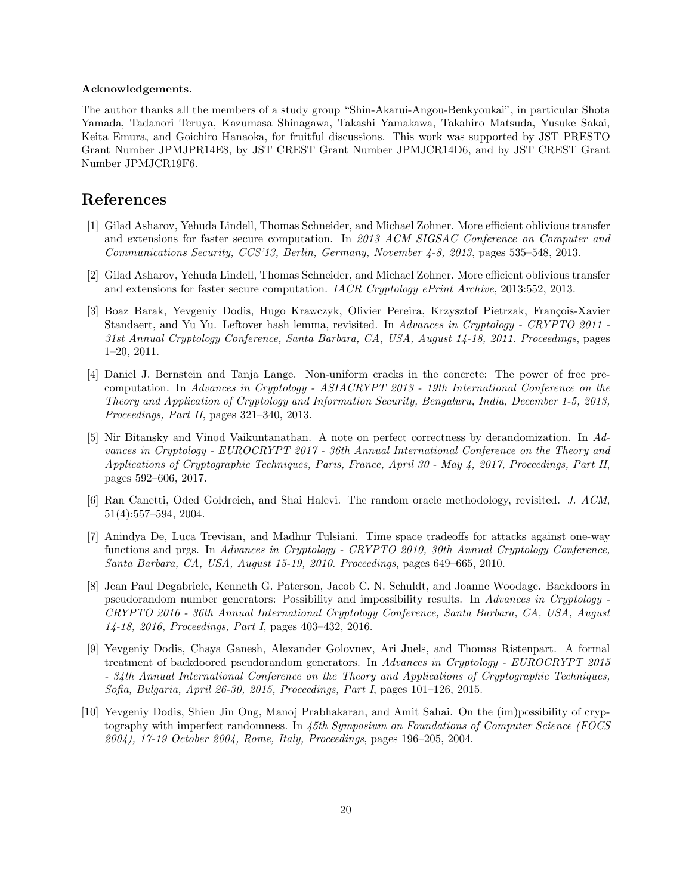**Acknowledgements.**

The author thanks all the members of a study group "Shin-Akarui-Angou-Benkyoukai", in particular Shota Yamada, Tadanori Teruya, Kazumasa Shinagawa, Takashi Yamakawa, Takahiro Matsuda, Yusuke Sakai, Keita Emura, and Goichiro Hanaoka, for fruitful discussions. This work was supported by JST PRESTO Grant Number JPMJPR14E8, by JST CREST Grant Number JPMJCR14D6, and by JST CREST Grant Number JPMJCR19F6.

# References

[1] Gilad Asharov, Yehuda Lindell, Thomas Schneider, and Michael Zohner. More efficient oblivious transfer and extensions for faster secure computation. In *2013 ACM SIGSAC Conference on Computer and Communications Security, CCS'13, Berlin, Germany, November 4-8, 2013*, pages 535–548, 2013.

[2] Gilad Asharov, Yehuda Lindell, Thomas Schneider, and Michael Zohner. More efficient oblivious transfer and extensions for faster secure computation. *IACR Cryptology ePrint Archive*, 2013:552, 2013.

[3] Boaz Barak, Yevgeniy Dodis, Hugo Krawczyk, Olivier Pereira, Krzysztof Pietrzak, François-Xavier Standaert, and Yu Yu. Leftover hash lemma, revisited. In *Advances in Cryptology - CRYPTO 2011 - 31st Annual Cryptology Conference, Santa Barbara, CA, USA, August 14-18, 2011. Proceedings*, pages 1–20, 2011.

[4] Daniel J. Bernstein and Tanja Lange. Non-uniform cracks in the concrete: The power of free precomputation. In *Advances in Cryptology - ASIACRYPT 2013 - 19th International Conference on the Theory and Application of Cryptology and Information Security, Bengaluru, India, December 1-5, 2013, Proceedings, Part II*, pages 321–340, 2013.

[5] Nir Bitansky and Vinod Vaikuntanathan. A note on perfect correctness by derandomization. In *Advances in Cryptology - EUROCRYPT 2017 - 36th Annual International Conference on the Theory and Applications of Cryptographic Techniques, Paris, France, April 30 - May 4, 2017, Proceedings, Part II*, pages 592–606, 2017.

[6] Ran Canetti, Oded Goldreich, and Shai Halevi. The random oracle methodology, revisited. *J. ACM*, 51(4):557–594, 2004.

[7] Anindya De, Luca Trevisan, and Madhur Tulsiani. Time space tradeoffs for attacks against one-way functions and prgs. In *Advances in Cryptology - CRYPTO 2010, 30th Annual Cryptology Conference, Santa Barbara, CA, USA, August 15-19, 2010. Proceedings*, pages 649–665, 2010.

[8] Jean Paul Degabriele, Kenneth G. Paterson, Jacob C. N. Schuldt, and Joanne Woodage. Backdoors in pseudorandom number generators: Possibility and impossibility results. In *Advances in Cryptology - CRYPTO 2016 - 36th Annual International Cryptology Conference, Santa Barbara, CA, USA, August 14-18, 2016, Proceedings, Part I*, pages 403–432, 2016.

[9] Yevgeniy Dodis, Chaya Ganesh, Alexander Golovnev, Ari Juels, and Thomas Ristenpart. A formal treatment of backdoored pseudorandom generators. In *Advances in Cryptology - EUROCRYPT 2015 - 34th Annual International Conference on the Theory and Applications of Cryptographic Techniques, Sofia, Bulgaria, April 26-30, 2015, Proceedings, Part I*, pages 101–126, 2015.

[10] Yevgeniy Dodis, Shien Jin Ong, Manoj Prabhakaran, and Amit Sahai. On the (im)possibility of cryptography with imperfect randomness. In *45th Symposium on Foundations of Computer Science (FOCS 2004), 17-19 October 2004, Rome, Italy, Proceedings*, pages 196–205, 2004.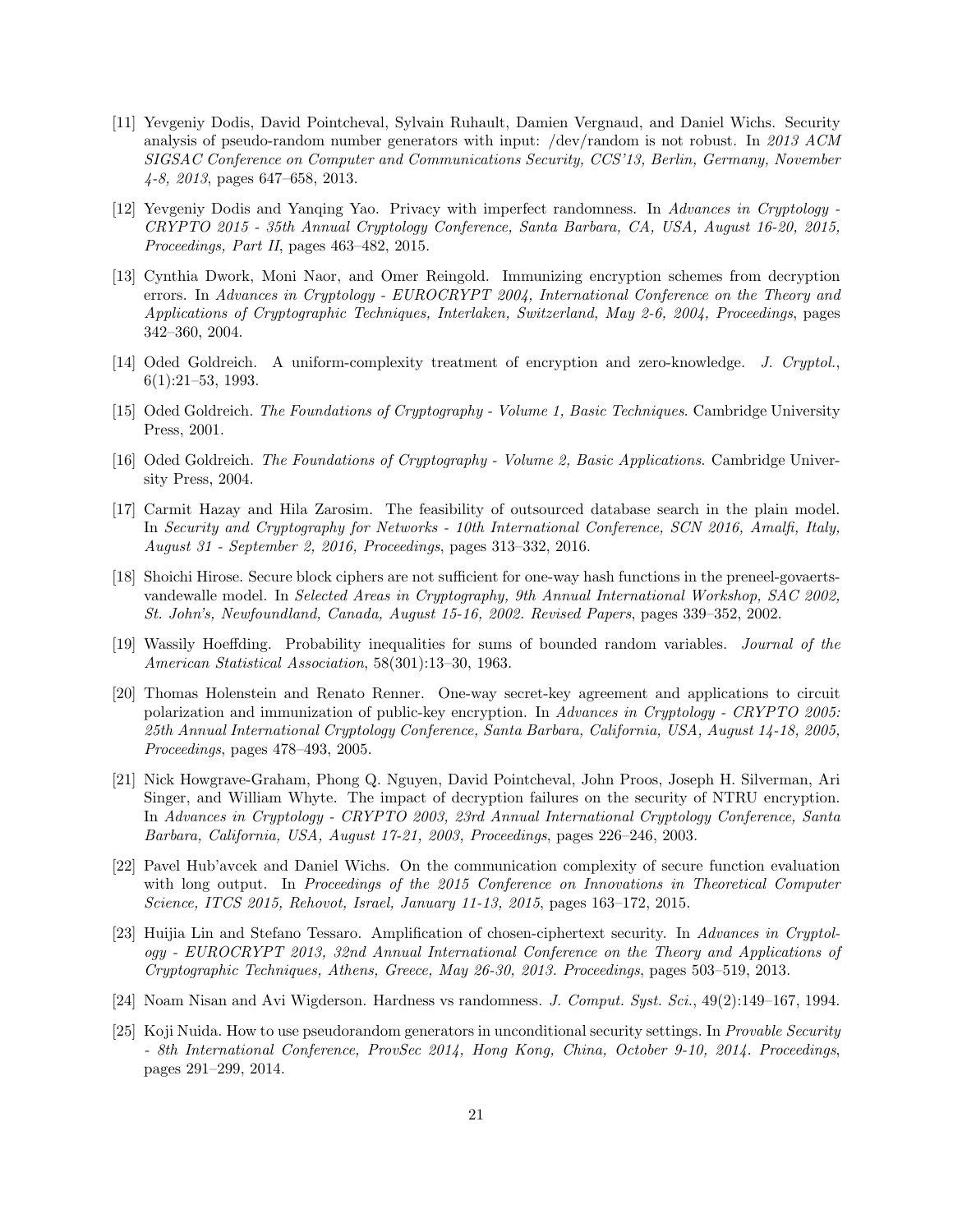[11] Yevgeniy Dodis, David Pointcheval, Sylvain Ruhault, Damien Vergnaud, and Daniel Wichs. Security analysis of pseudo-random number generators with input: /dev/random is not robust. In *2013 ACM SIGSAC Conference on Computer and Communications Security, CCS'13, Berlin, Germany, November 4-8, 2013*, pages 647–658, 2013.

[12] Yevgeniy Dodis and Yanqing Yao. Privacy with imperfect randomness. In *Advances in Cryptology - CRYPTO 2015 - 35th Annual Cryptology Conference, Santa Barbara, CA, USA, August 16-20, 2015, Proceedings, Part II*, pages 463–482, 2015.

[13] Cynthia Dwork, Moni Naor, and Omer Reingold. Immunizing encryption schemes from decryption errors. In *Advances in Cryptology - EUROCRYPT 2004, International Conference on the Theory and Applications of Cryptographic Techniques, Interlaken, Switzerland, May 2-6, 2004, Proceedings*, pages 342–360, 2004.

[14] Oded Goldreich. A uniform-complexity treatment of encryption and zero-knowledge. *J. Cryptol.*, 6(1):21–53, 1993.

[15] Oded Goldreich. *The Foundations of Cryptography - Volume 1, Basic Techniques*. Cambridge University Press, 2001.

[16] Oded Goldreich. *The Foundations of Cryptography - Volume 2, Basic Applications*. Cambridge University Press, 2004.

[17] Carmit Hazay and Hila Zarosim. The feasibility of outsourced database search in the plain model. In *Security and Cryptography for Networks - 10th International Conference, SCN 2016, Amalfi, Italy, August 31 - September 2, 2016, Proceedings*, pages 313–332, 2016.

[18] Shoichi Hirose. Secure block ciphers are not sufficient for one-way hash functions in the preneel-govaerts-vandewalle model. In *Selected Areas in Cryptography, 9th Annual International Workshop, SAC 2002, St. John's, Newfoundland, Canada, August 15-16, 2002. Revised Papers*, pages 339–352, 2002.

[19] Wassily Hoeffding. Probability inequalities for sums of bounded random variables. *Journal of the American Statistical Association*, 58(301):13–30, 1963.

[20] Thomas Holenstein and Renato Renner. One-way secret-key agreement and applications to circuit polarization and immunization of public-key encryption. In *Advances in Cryptology - CRYPTO 2005: 25th Annual International Cryptology Conference, Santa Barbara, California, USA, August 14-18, 2005, Proceedings*, pages 478–493, 2005.

[21] Nick Howgrave-Graham, Phong Q. Nguyen, David Pointcheval, John Proos, Joseph H. Silverman, Ari Singer, and William Whyte. The impact of decryption failures on the security of NTRU encryption. In *Advances in Cryptology - CRYPTO 2003, 23rd Annual International Cryptology Conference, Santa Barbara, California, USA, August 17-21, 2003, Proceedings*, pages 226–246, 2003.

[22] Pavel Hub'avcek and Daniel Wichs. On the communication complexity of secure function evaluation with long output. In *Proceedings of the 2015 Conference on Innovations in Theoretical Computer Science, ITCS 2015, Rehovot, Israel, January 11-13, 2015*, pages 163–172, 2015.

[23] Huijia Lin and Stefano Tessaro. Amplification of chosen-ciphertext security. In *Advances in Cryptology - EUROCRYPT 2013, 32nd Annual International Conference on the Theory and Applications of Cryptographic Techniques, Athens, Greece, May 26-30, 2013. Proceedings*, pages 503–519, 2013.

[24] Noam Nisan and Avi Wigderson. Hardness vs randomness. *J. Comput. Syst. Sci.*, 49(2):149–167, 1994.

[25] Koji Nuida. How to use pseudorandom generators in unconditional security settings. In *Provable Security - 8th International Conference, ProvSec 2014, Hong Kong, China, October 9-10, 2014. Proceedings*, pages 291–299, 2014.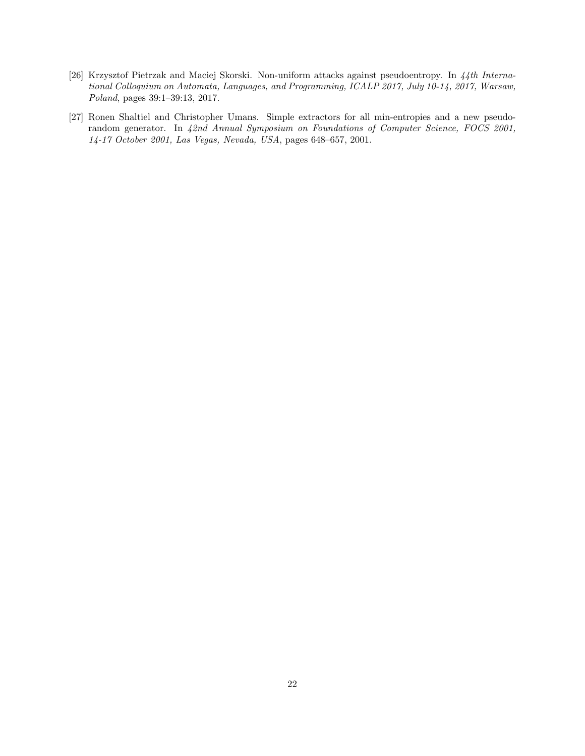[26] Krzysztof Pietrzak and Maciej Skorski. Non-uniform attacks against pseudoentropy. In *44th International Colloquium on Automata, Languages, and Programming, ICALP 2017, July 10-14, 2017, Warsaw, Poland*, pages 39:1–39:13, 2017.

[27] Ronen Shaltiel and Christopher Umans. Simple extractors for all min-entropies and a new pseudorandom generator. In *42nd Annual Symposium on Foundations of Computer Science, FOCS 2001, 14-17 October 2001, Las Vegas, Nevada, USA*, pages 648–657, 2001.